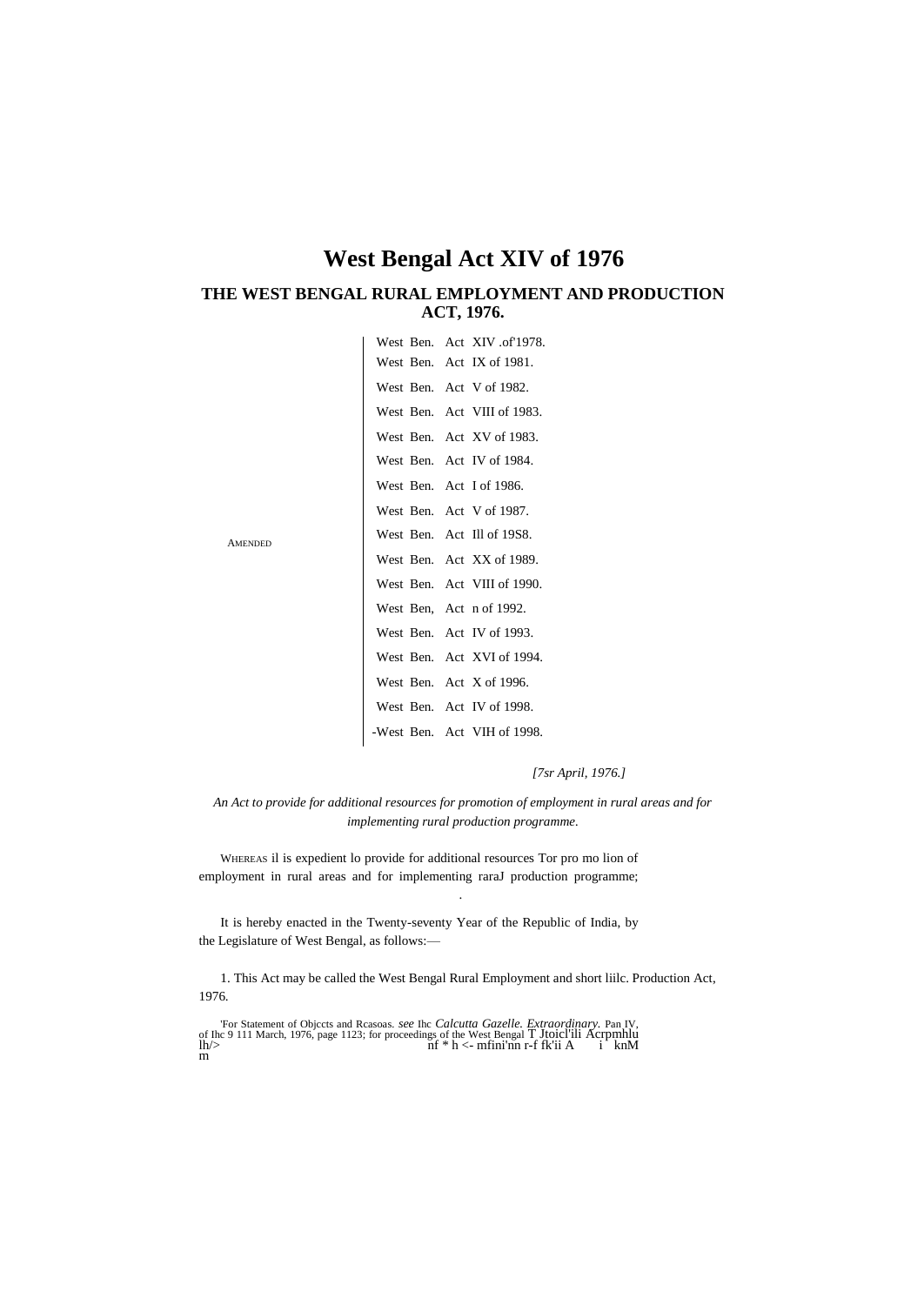# West Bengal Act XIV of 1976

## THE WEST BENGAL RURAL EMPLOYMENT AND PRODUCTION ACT, 1976.

AMENDED

West Ben. Act XIV .of'1978.
West Ben. Act IX of 1981.
West Ben. Act V of 1982.
West Ben. Act VIII of 1983.
West Ben. Act XV of 1983.
West Ben. Act IV of 1984.
West Ben. Act I of 1986.
West Ben. Act V of 1987.
West Ben. Act Ill of 19S8.
West Ben. Act XX of 1989.
West Ben. Act VIII of 1990.
West Ben, Act n of 1992.
West Ben. Act IV of 1993.
West Ben. Act XVI of 1994.
West Ben. Act X of 1996.
West Ben. Act IV of 1998.
-West Ben. Act VIH of 1998.

*[7sr April, 1976.]*

*An Act to provide for additional resources for promotion of employment in rural areas and for implementing rural production programme.*

WHEREAS il is expedient lo provide for additional resources Tor pro mo lion of employment in rural areas and for implementing raraJ production programme;

It is hereby enacted in the Twenty-seventy Year of the Republic of India, by the Legislature of West Bengal, as follows:—

1. This Act may be called the West Bengal Rural Employment and short liilc. Production Act, 1976.

'For Statement of Objccts and Rcasoas. *see* Ihc *Calcutta Gazelle. Extraordinary.* Pan IV, of Ihc 9 111 March, 1976, page 1123; for proceedings of the West Bengal T Jtoicl'ili Acrpmhlu lh/> nf * h <- mfini'nn r-f fk'ii A i knM m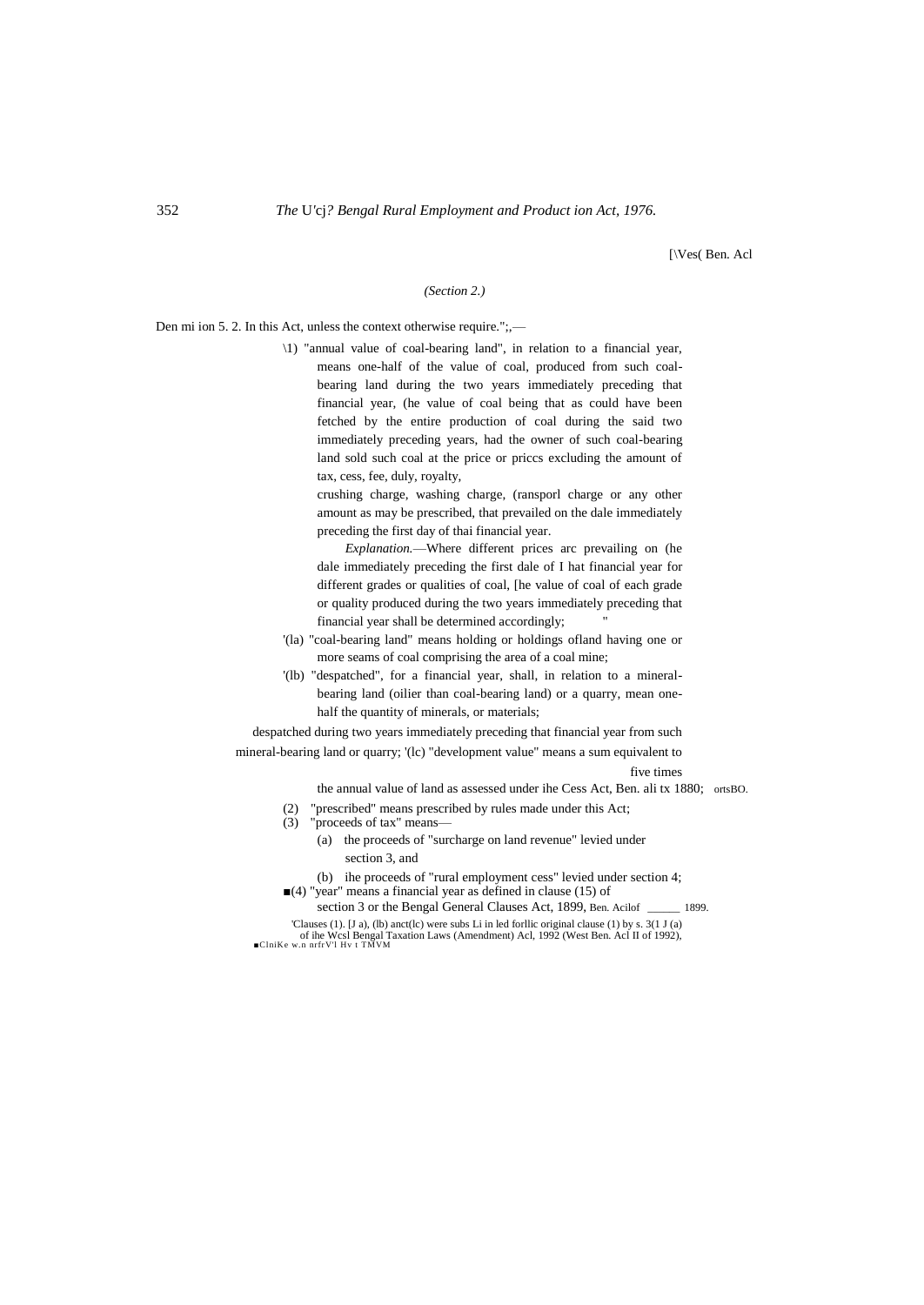*(Section 2.)*

Den mi ion 5. 2. In this Act, unless the context otherwise require.";,—

\1) "annual value of coal-bearing land", in relation to a financial year, means one-half of the value of coal, produced from such coal-bearing land during the two years immediately preceding that financial year, (he value of coal being that as could have been fetched by the entire production of coal during the said two immediately preceding years, had the owner of such coal-bearing land sold such coal at the price or priccs excluding the amount of tax, cess, fee, duly, royalty,

crushing charge, washing charge, (ransporl charge or any other amount as may be prescribed, that prevailed on the dale immediately preceding the first day of thai financial year.

*Explanation.*—Where different prices arc prevailing on (he dale immediately preceding the first dale of I hat financial year for different grades or qualities of coal, [he value of coal of each grade or quality produced during the two years immediately preceding that financial year shall be determined accordingly; "

'(la) "coal-bearing land" means holding or holdings ofland having one or more seams of coal comprising the area of a coal mine;

'(lb) "despatched", for a financial year, shall, in relation to a mineral-bearing land (oilier than coal-bearing land) or a quarry, mean one-half the quantity of minerals, or materials;

despatched during two years immediately preceding that financial year from such mineral-bearing land or quarry; '(lc) "development value" means a sum equivalent to five times

the annual value of land as assessed under ihe Cess Act, Ben. ali tx 1880; ortsBO.

(2) "prescribed" means prescribed by rules made under this Act;

(3) "proceeds of tax" means—

(a) the proceeds of "surcharge on land revenue" levied under section 3, and

(b) ihe proceeds of "rural employment cess" levied under section 4;

■(4) "year" means a financial year as defined in clause (15) of section 3 or the Bengal General Clauses Act, 1899, Ben. Acilof _____ 1899.

'Clauses (1). [J a), (lb) anct(lc) were subs Li in led forllic original clause (1) by s. 3(1 J (a) of ihe Wcsl Bengal Taxation Laws (Amendment) Acl, 1992 (West Ben. Acl II of 1992),
■ClniKe w.n nrfrV'l Hv t TMVM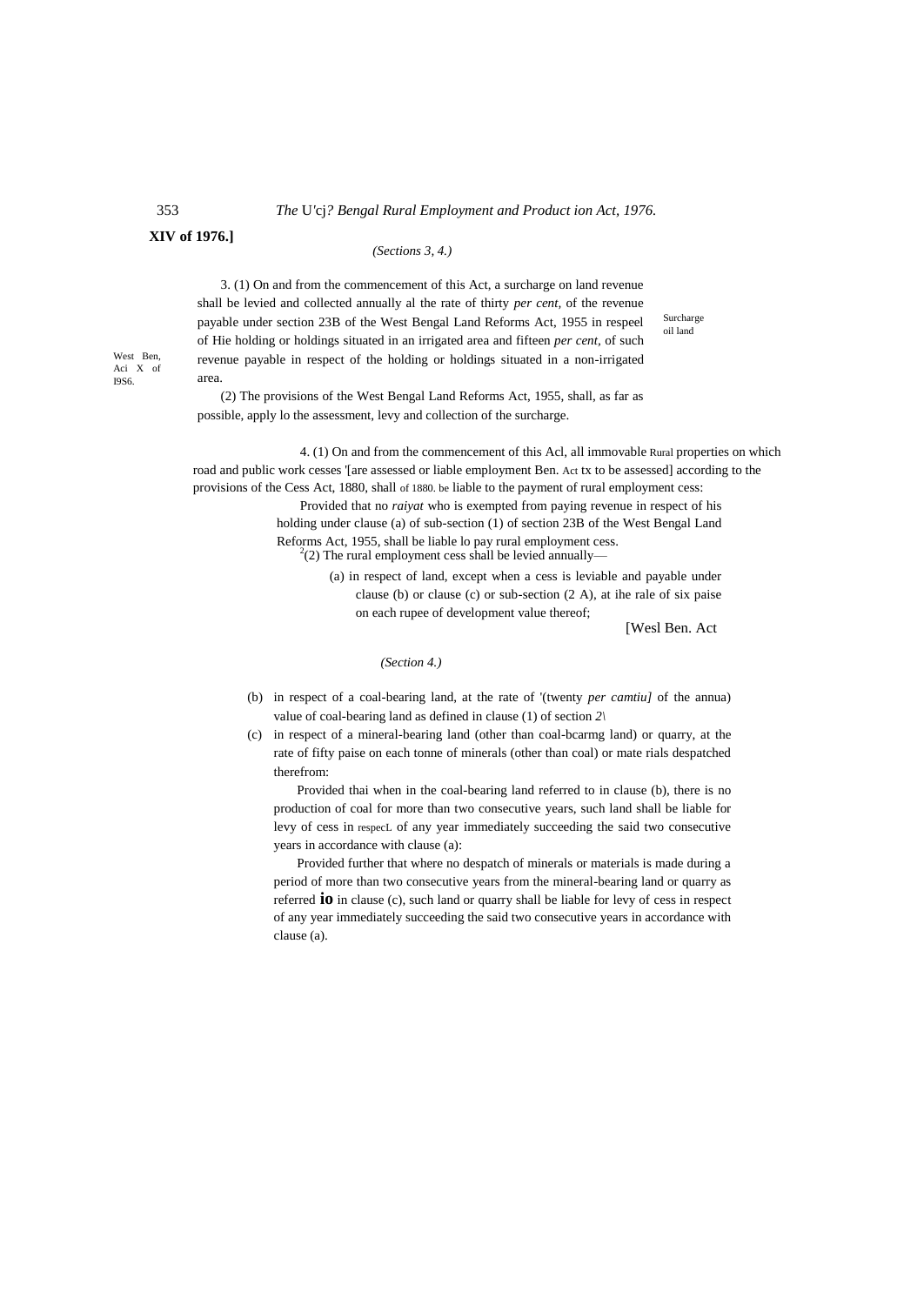**XIV of 1976.]**

*(Sections 3, 4.)*

Surcharge oil land

West Ben, Aci X of I9S6.

3. (1) On and from the commencement of this Act, a surcharge on land revenue shall be levied and collected annually al the rate of thirty *per cent,* of the revenue payable under section 23B of the West Bengal Land Reforms Act, 1955 in respeel of Hie holding or holdings situated in an irrigated area and fifteen *per cent,* of such revenue payable in respect of the holding or holdings situated in a non-irrigated area.

(2) The provisions of the West Bengal Land Reforms Act, 1955, shall, as far as possible, apply lo the assessment, levy and collection of the surcharge.

4. (1) On and from the commencement of this Acl, all immovable Rural properties on which road and public work cesses '[are assessed or liable employment Ben. Act tx to be assessed] according to the provisions of the Cess Act, 1880, shall of 1880. be liable to the payment of rural employment cess:

Provided that no *raiyat* who is exempted from paying revenue in respect of his holding under clause (a) of sub-section (1) of section 23B of the West Bengal Land Reforms Act, 1955, shall be liable lo pay rural employment cess.

[2](2) The rural employment cess shall be levied annually—

(a) in respect of land, except when a cess is leviable and payable under clause (b) or clause (c) or sub-section (2 A), at ihe rale of six paise on each rupee of development value thereof;

[Wesl Ben. Act

*(Section 4.)*

(b) in respect of a coal-bearing land, at the rate of '(twenty *per camtiu]* of the annua) value of coal-bearing land as defined in clause (1) of section *2\*

(c) in respect of a mineral-bearing land (other than coal-bcarmg land) or quarry, at the rate of fifty paise on each tonne of minerals (other than coal) or mate rials despatched therefrom:

Provided thai when in the coal-bearing land referred to in clause (b), there is no production of coal for more than two consecutive years, such land shall be liable for levy of cess in respecL of any year immediately succeeding the said two consecutive years in accordance with clause (a):

Provided further that where no despatch of minerals or materials is made during a period of more than two consecutive years from the mineral-bearing land or quarry as referred **io** in clause (c), such land or quarry shall be liable for levy of cess in respect of any year immediately succeeding the said two consecutive years in accordance with clause (a).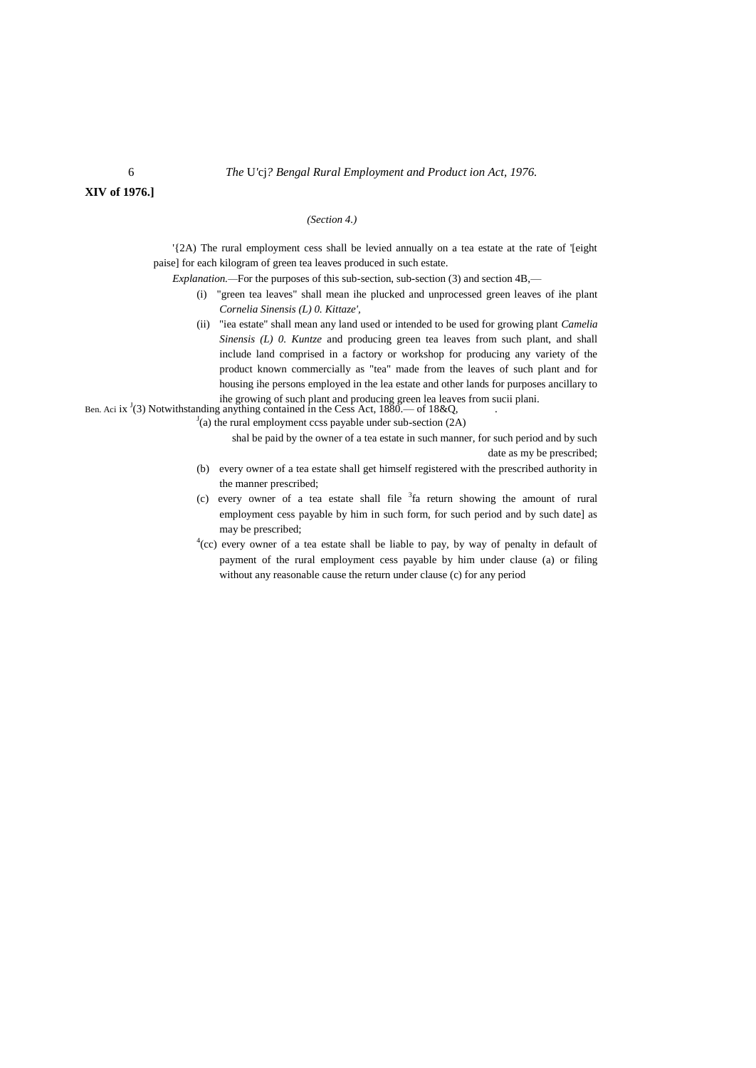XIV of 1976.]

*(Section 4.)*

'{2A) The rural employment cess shall be levied annually on a tea estate at the rate of '[eight paise] for each kilogram of green tea leaves produced in such estate.

*Explanation.*—For the purposes of this sub-section, sub-section (3) and section 4B,—

(i) "green tea leaves" shall mean ihe plucked and unprocessed green leaves of ihe plant *Cornelia Sinensis (L) 0. Kittaze'*,

(ii) "iea estate" shall mean any land used or intended to be used for growing plant *Camelia Sinensis (L) 0. Kuntze* and producing green tea leaves from such plant, and shall include land comprised in a factory or workshop for producing any variety of the product known commercially as "tea" made from the leaves of such plant and for housing ihe persons employed in the lea estate and other lands for purposes ancillary to ihe growing of such plant and producing green lea leaves from sucii plani.

Ben. Aci ix [J](3) Notwithstanding anything contained in the Cess Act, 1880.— of 18&Q,

[J](a) the rural employment ccss payable under sub-section (2A) shal be paid by the owner of a tea estate in such manner, for such period and by such date as my be prescribed;

(b) every owner of a tea estate shall get himself registered with the prescribed authority in the manner prescribed;

(c) every owner of a tea estate shall file [3]fa return showing the amount of rural employment cess payable by him in such form, for such period and by such date] as may be prescribed;

[4](cc) every owner of a tea estate shall be liable to pay, by way of penalty in default of payment of the rural employment cess payable by him under clause (a) or filing without any reasonable cause the return under clause (c) for any period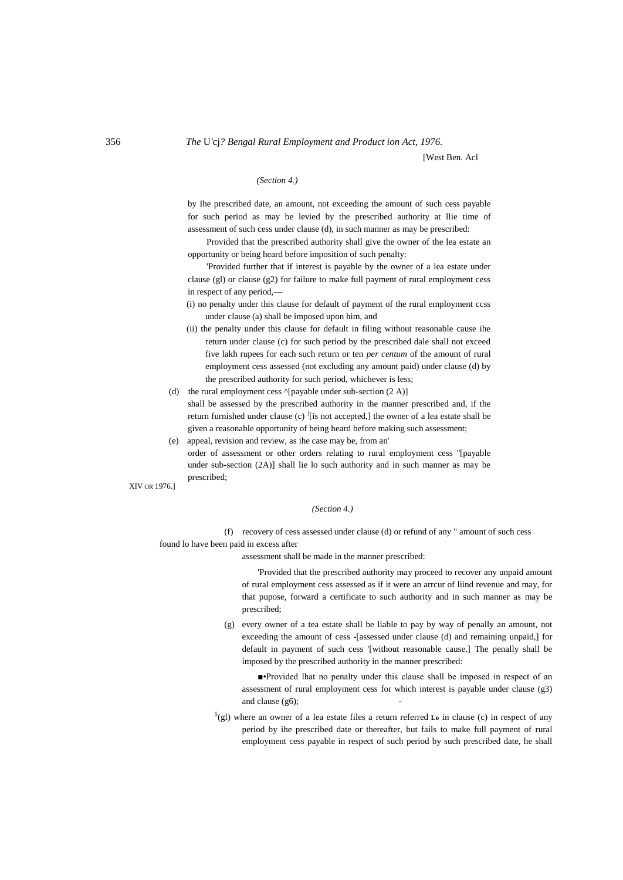*(Section 4.)*

by Ihe prescribed date, an amount, not exceeding the amount of such cess payable for such period as may be levied by the prescribed authority at llie time of assessment of such cess under clause (d), in such manner as may be prescribed:

Provided that the prescribed authority shall give the owner of the lea estate an opportunity or being heard before imposition of such penalty:

'Provided further that if interest is payable by the owner of a lea estate under clause (gl) or clause (g2) for failure to make full payment of rural employment cess in respect of any period,—

(i) no penalty under this clause for default of payment of the rural employment ccss under clause (a) shall be imposed upon him, and

(ii) the penalty under this clause for default in filing without reasonable cause ihe return under clause (c) for such period by the prescribed dale shall not exceed five lakh rupees for each such return or ten *per centum* of the amount of rural employment cess assessed (not excluding any amount paid) under clause (d) by the prescribed authority for such period, whichever is less;

(d) the rural employment cess ^[payable under sub-section (2 A)] shall be assessed by the prescribed authority in the manner prescribed and, if the return furnished under clause (c) [3][is not accepted,] the owner of a lea estate shall be given a reasonable opportunity of being heard before making such assessment;

(e) appeal, revision and review, as ihe case may be, from an' order of assessment or other orders relating to rural employment cess "[payable under sub-section (2A)] shall lie lo such authority and in such manner as may be prescribed;

XIV OR 1976.]

*(Section 4.)*

(f) recovery of cess assessed under clause (d) or refund of any " amount of such cess found lo have been paid in excess after assessment shall be made in the manner prescribed:

'Provided that the prescribed authority may proceed to recover any unpaid amount of rural employment cess assessed as if it were an arrcur of liind revenue and may, for that pupose, forward a certificate to such authority and in such manner as may be prescribed;

(g) every owner of a tea estate shall be liable to pay by way of penally an amount, not exceeding the amount of cess -[assessed under clause (d) and remaining unpaid,] for default in payment of such cess '[without reasonable cause.] The penally shall be imposed by the prescribed authority in the manner prescribed:

■•Provided lhat no penalty under this clause shall be imposed in respect of an assessment of rural employment cess for which interest is payable under clause (g3) and clause (g6); -

[5](gl) where an owner of a lea estate files a return referred **Lo** in clause (c) in respect of any period by ihe prescribed date or thereafter, but fails to make full payment of rural employment cess payable in respect of such period by such prescribed date, he shall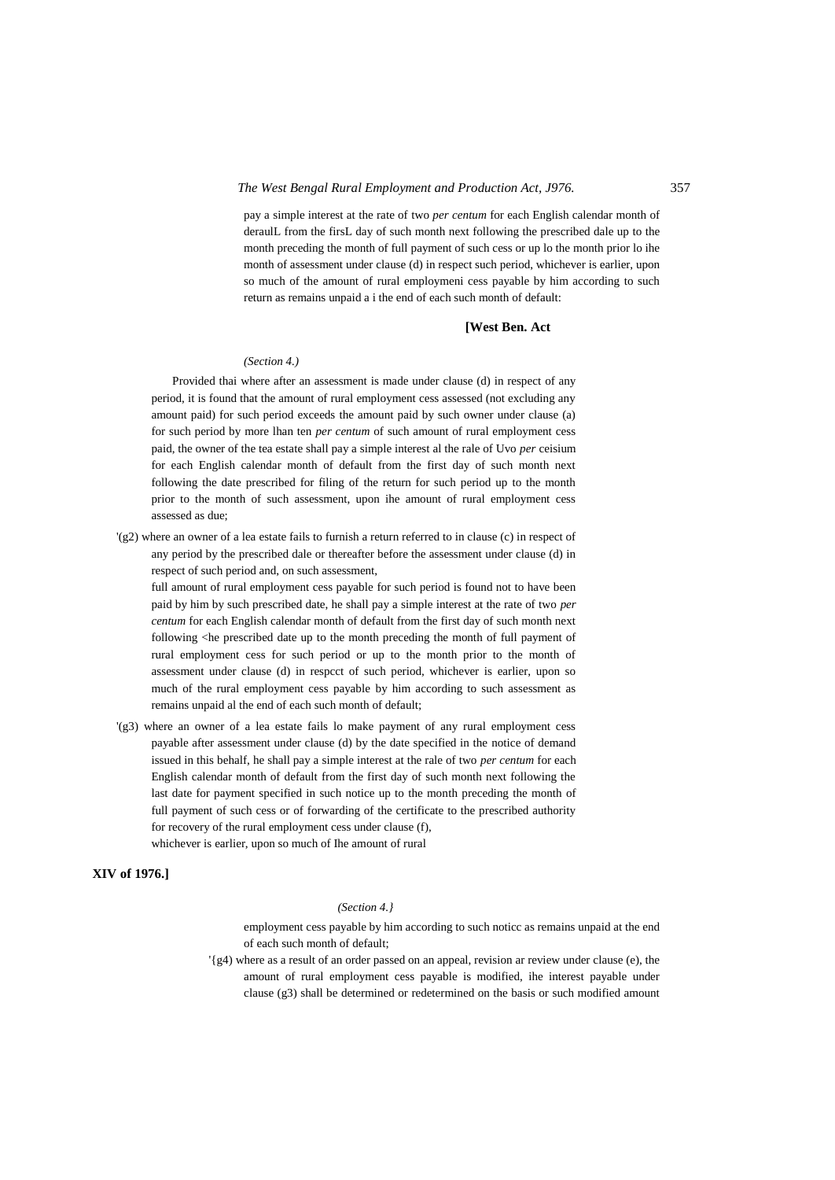pay a simple interest at the rate of two *per centum* for each English calendar month of deraulL from the firsL day of such month next following the prescribed dale up to the month preceding the month of full payment of such cess or up lo the month prior lo ihe month of assessment under clause (d) in respect such period, whichever is earlier, upon so much of the amount of rural employmeni cess payable by him according to such return as remains unpaid a i the end of each such month of default:

**[West Ben. Act XIV of 1976.]**

*(Section 4.)*

Provided thai where after an assessment is made under clause (d) in respect of any period, it is found that the amount of rural employment cess assessed (not excluding any amount paid) for such period exceeds the amount paid by such owner under clause (a) for such period by more lhan ten *per centum* of such amount of rural employment cess paid, the owner of the tea estate shall pay a simple interest al the rale of Uvo *per* ceisium for each English calendar month of default from the first day of such month next following the date prescribed for filing of the return for such period up to the month prior to the month of such assessment, upon ihe amount of rural employment cess assessed as due;

'(g2) where an owner of a lea estate fails to furnish a return referred to in clause (c) in respect of any period by the prescribed dale or thereafter before the assessment under clause (d) in respect of such period and, on such assessment, full amount of rural employment cess payable for such period is found not to have been paid by him by such prescribed date, he shall pay a simple interest at the rate of two *per centum* for each English calendar month of default from the first day of such month next following <he prescribed date up to the month preceding the month of full payment of rural employment cess for such period or up to the month prior to the month of assessment under clause (d) in respcct of such period, whichever is earlier, upon so much of the rural employment cess payable by him according to such assessment as remains unpaid al the end of each such month of default;

'(g3) where an owner of a lea estate fails lo make payment of any rural employment cess payable after assessment under clause (d) by the date specified in the notice of demand issued in this behalf, he shall pay a simple interest at the rale of two *per centum* for each English calendar month of default from the first day of such month next following the last date for payment specified in such notice up to the month preceding the month of full payment of such cess or of forwarding of the certificate to the prescribed authority for recovery of the rural employment cess under clause (f), whichever is earlier, upon so much of Ihe amount of rural

*(Section 4.}*

employment cess payable by him according to such noticc as remains unpaid at the end of each such month of default;

'{g4) where as a result of an order passed on an appeal, revision ar review under clause (e), the amount of rural employment cess payable is modified, ihe interest payable under clause (g3) shall be determined or redetermined on the basis or such modified amount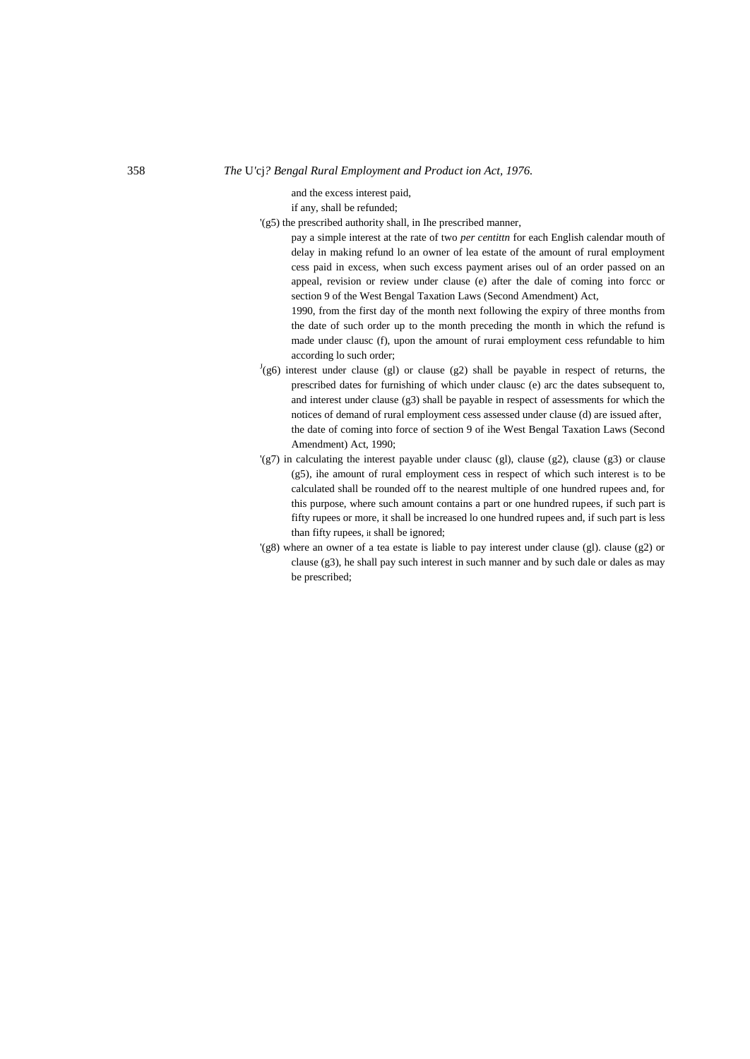and the excess interest paid,

if any, shall be refunded;

'(g5) the prescribed authority shall, in Ihe prescribed manner,

pay a simple interest at the rate of two *per centittn* for each English calendar mouth of delay in making refund lo an owner of lea estate of the amount of rural employment cess paid in excess, when such excess payment arises oul of an order passed on an appeal, revision or review under clause (e) after the dale of coming into forcc or section 9 of the West Bengal Taxation Laws (Second Amendment) Act,

1990, from the first day of the month next following the expiry of three months from the date of such order up to the month preceding the month in which the refund is made under clausc (f), upon the amount of rurai employment cess refundable to him according lo such order;

[J](g6) interest under clause (gl) or clause (g2) shall be payable in respect of returns, the prescribed dates for furnishing of which under clausc (e) arc the dates subsequent to, and interest under clause (g3) shall be payable in respect of assessments for which the notices of demand of rural employment cess assessed under clause (d) are issued after, the date of coming into force of section 9 of ihe West Bengal Taxation Laws (Second Amendment) Act, 1990;

'(g7) in calculating the interest payable under clausc (gl), clause (g2), clause (g3) or clause (g5), ihe amount of rural employment cess in respect of which such interest is to be calculated shall be rounded off to the nearest multiple of one hundred rupees and, for this purpose, where such amount contains a part or one hundred rupees, if such part is fifty rupees or more, it shall be increased lo one hundred rupees and, if such part is less than fifty rupees, it shall be ignored;

'(g8) where an owner of a tea estate is liable to pay interest under clause (gl). clause (g2) or clause (g3), he shall pay such interest in such manner and by such dale or dales as may be prescribed;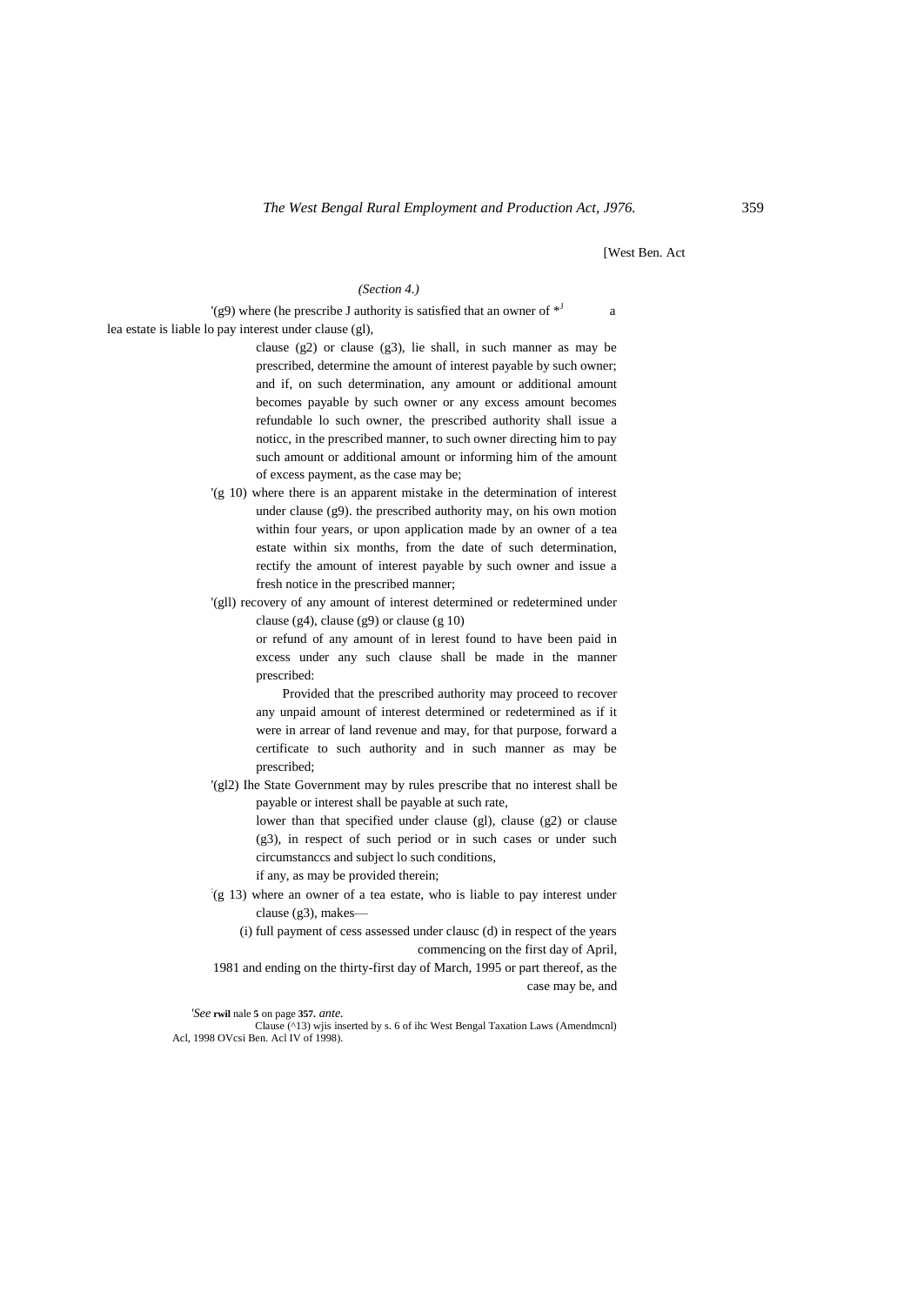[West Ben. Act

*(Section 4.)*

'(g9) where (he prescribe J authority is satisfied that an owner of *[J] a lea estate is liable lo pay interest under clause (gl), clause (g2) or clause (g3), lie shall, in such manner as may be prescribed, determine the amount of interest payable by such owner; and if, on such determination, any amount or additional amount becomes payable by such owner or any excess amount becomes refundable lo such owner, the prescribed authority shall issue a noticc, in the prescribed manner, to such owner directing him to pay such amount or additional amount or informing him of the amount of excess payment, as the case may be;

'(g 10) where there is an apparent mistake in the determination of interest under clause (g9). the prescribed authority may, on his own motion within four years, or upon application made by an owner of a tea estate within six months, from the date of such determination, rectify the amount of interest payable by such owner and issue a fresh notice in the prescribed manner;

'(gll) recovery of any amount of interest determined or redetermined under clause (g4), clause (g9) or clause (g 10) or refund of any amount of in lerest found to have been paid in excess under any such clause shall be made in the manner prescribed:

Provided that the prescribed authority may proceed to recover any unpaid amount of interest determined or redetermined as if it were in arrear of land revenue and may, for that purpose, forward a certificate to such authority and in such manner as may be prescribed;

'(gl2) Ihe State Government may by rules prescribe that no interest shall be payable or interest shall be payable at such rate, lower than that specified under clause (gl), clause (g2) or clause (g3), in respect of such period or in such cases or under such circumstanccs and subject lo such conditions, if any, as may be provided therein;

'(g 13) where an owner of a tea estate, who is liable to pay interest under clause (g3), makes—

(i) full payment of cess assessed under clausc (d) in respect of the years commencing on the first day of April, 1981 and ending on the thirty-first day of March, 1995 or part thereof, as the case may be, and

---

'*See* **rwil** nale **5** on page **357.** *ante.*

Clause (^13) wjis inserted by s. 6 of ihc West Bengal Taxation Laws (Amendmcnl) Acl, 1998 OVcsi Ben. Acl IV of 1998).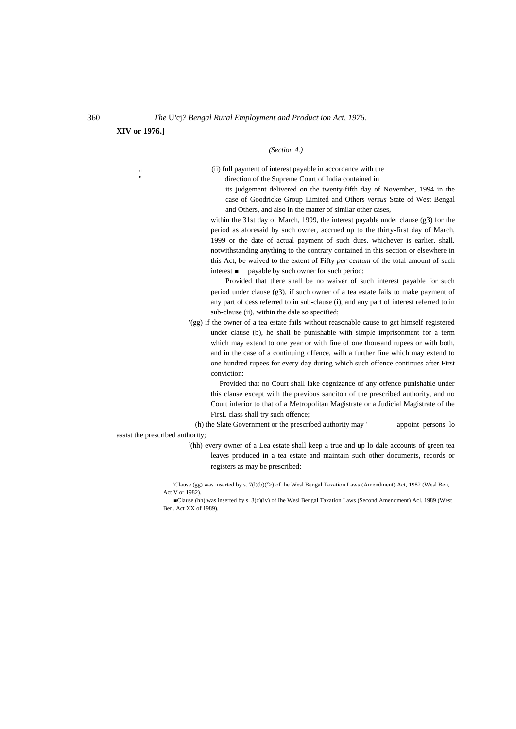*(Section 4.)*

(ii) full payment of interest payable in accordance with the direction of the Supreme Court of India contained in its judgement delivered on the twenty-fifth day of November, 1994 in the case of Goodricke Group Limited and Others *versus* State of West Bengal and Others, and also in the matter of similar other cases,

within the 31st day of March, 1999, the interest payable under clause (g3) for the period as aforesaid by such owner, accrued up to the thirty-first day of March, 1999 or the date of actual payment of such dues, whichever is earlier, shall, notwithstanding anything to the contrary contained in this section or elsewhere in this Act, be waived to the extent of Fifty *per centum* of the total amount of such interest ■ payable by such owner for such period:

Provided that there shall be no waiver of such interest payable for such period under clause (g3), if such owner of a tea estate fails to make payment of any part of cess referred to in sub-clause (i), and any part of interest referred to in sub-clause (ii), within the dale so specified;

'(gg) if the owner of a tea estate fails without reasonable cause to get himself registered under clause (b), he shall be punishable with simple imprisonment for a term which may extend to one year or with fine of one thousand rupees or with both, and in the case of a continuing offence, wilh a further fine which may extend to one hundred rupees for every day during which such offence continues after First conviction:

Provided that no Court shall lake cognizance of any offence punishable under this clause except wilh the previous sanciton of the prescribed authority, and no Court inferior to that of a Metropolitan Magistrate or a Judicial Magistrate of the FirsL class shall try such offence;

(h) the Slate Government or the prescribed authority may ' appoint persons lo assist the prescribed authority;

:(hh) every owner of a Lea estate shall keep a true and up lo dale accounts of green tea leaves produced in a tea estate and maintain such other documents, records or registers as may be prescribed;

'Clause (gg) was inserted by s. 7(l)(b)('>) of ihe Wesl Bengal Taxation Laws (Amendment) Act, 1982 (Wesl Ben, Act V or 1982).

■Clause (hh) was inserted by s. 3(c)(iv) of Ihe Wesl Bengal Taxation Laws (Second Amendment) Acl. 1989 (West Ben. Act XX of 1989),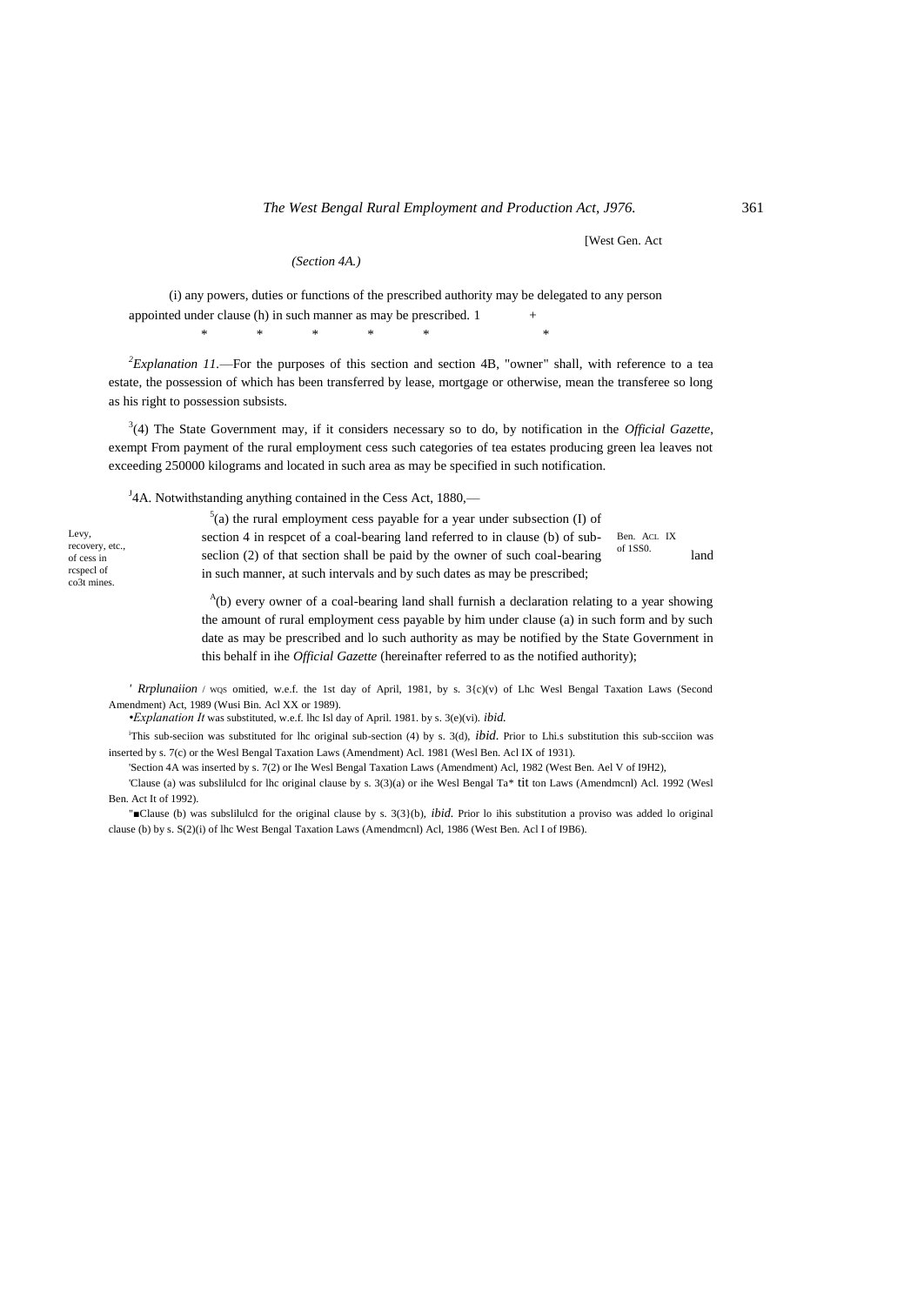[West Gen. Act

*(Section 4A.)*

(i) any powers, duties or functions of the prescribed authority may be delegated to any person appointed under clause (h) in such manner as may be prescribed. 1 +

\* \* \* \* \* \*

[2]*Explanation 11.*—For the purposes of this section and section 4B, "owner" shall, with reference to a tea estate, the possession of which has been transferred by lease, mortgage or otherwise, mean the transferee so long as his right to possession subsists.

[3](4) The State Government may, if it considers necessary so to do, by notification in the *Official Gazette*, exempt From payment of the rural employment cess such categories of tea estates producing green lea leaves not exceeding 250000 kilograms and located in such area as may be specified in such notification.

Levy, recovery, etc., of cess in rcspecl of co3t mines.

[J]4A. Notwithstanding anything contained in the Cess Act, 1880,— Ben. ACL IX of 1SS0.

[5](a) the rural employment cess payable for a year under subsection (I) of section 4 in respcet of a coal-bearing land referred to in clause (b) of sub-seclion (2) of that section shall be paid by the owner of such coal-bearing land in such manner, at such intervals and by such dates as may be prescribed;

[A](b) every owner of a coal-bearing land shall furnish a declaration relating to a year showing the amount of rural employment cess payable by him under clause (a) in such form and by such date as may be prescribed and lo such authority as may be notified by the State Government in this behalf in ihe *Official Gazette* (hereinafter referred to as the notified authority);

' *Rrplunaiion* / WQS omitied, w.e.f. the 1st day of April, 1981, by s. 3{c)(v) of Lhc Wesl Bengal Taxation Laws (Second Amendment) Act, 1989 (Wusi Bin. Acl XX or 1989).

•*Explanation It* was substituted, w.e.f. lhc Isl day of April. 1981. by s. 3(e)(vi). *ibid.*

[i]This sub-seciion was substituted for lhc original sub-section (4) by s. 3(d), *ibid.* Prior to Lhi.s substitution this sub-scciion was inserted by s. 7(c) or the Wesl Bengal Taxation Laws (Amendment) Acl. 1981 (Wesl Ben. Acl IX of 1931).

'Section 4A was inserted by s. 7(2) or Ihe Wesl Bengal Taxation Laws (Amendment) Acl, 1982 (West Ben. Ael V of I9H2),

'Clause (a) was subslilulcd for lhc original clause by s. 3(3)(a) or ihe Wesl Bengal Ta* tit ton Laws (Amendmcnl) Acl. 1992 (Wesl Ben. Act It of 1992).

"■Clause (b) was subslilulcd for the original clause by s. 3(3}(b), *ibid.* Prior lo ihis substitution a proviso was added lo original clause (b) by s. S(2)(i) of lhc West Bengal Taxation Laws (Amendmcnl) Acl, 1986 (West Ben. Acl I of I9B6).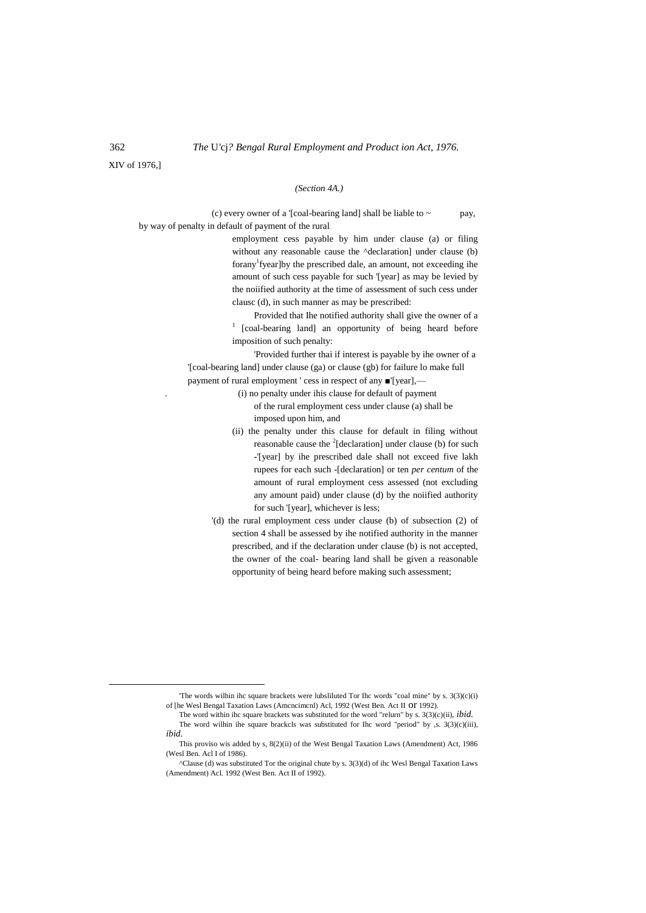XIV of 1976,]

*(Section 4A.)*

(c) every owner of a '[coal-bearing land] shall be liable to ~ pay, by way of penalty in default of payment of the rural employment cess payable by him under clause (a) or filing without any reasonable cause the ^declaration] under clause (b) forany[1]fyear]by the prescribed dale, an amount, not exceeding ihe amount of such cess payable for such '[year] as may be levied by the noiified authority at the time of assessment of such cess under clausc (d), in such manner as may be prescribed:

Provided that Ihe notified authority shall give the owner of a [1] [coal-bearing land] an opportunity of being heard before imposition of such penalty:

'Provided further thai if interest is payable by ihe owner of a '[coal-bearing land] under clause (ga) or clause (gb) for failure lo make full payment of rural employment ' cess in respect of any ■'[year],—

(i) no penalty under ihis clause for default of payment of the rural employment cess under clause (a) shall be imposed upon him, and

(ii) the penalty under this clause for default in filing without reasonable cause the [2][declaration] under clause (b) for such -'[year] by ihe prescribed dale shall not exceed five lakh rupees for each such -[declaration] or ten *per centum* of the amount of rural employment cess assessed (not excluding any amount paid) under clause (d) by the noiified authority for such '[year], whichever is less;

'(d) the rural employment cess under clause (b) of subsection (2) of section 4 shall be assessed by ihe notified authority in the manner prescribed, and if the declaration under clause (b) is not accepted, the owner of the coal- bearing land shall be given a reasonable opportunity of being heard before making such assessment;

---

'The words wilhin ihc square brackets were lubsliluted Tor Ihc words "coal mine" by s. 3(3)(c)(i) of [he Wesl Bengal Taxation Laws (Amcncimcnl) Acl, 1992 (West Ben. Act II or 1992).

The word within ihc square brackets was substituted for the word "relurn" by s. 3(3)(c)(ii), *ibid.*

The word wilhin ihe square brackcls was substituted for Ihc word "period" by ,s. 3(3)(c)(iii), *ibid.*

This proviso wis added by s, 8(2)(ii) of the West Bengal Taxation Laws (Amendment) Act, 1986 (Wesl Ben. Acl I of 1986).

^Clause (d) was substituted Tor the original chute by s. 3(3)(d) of ihc Wesl Bengal Taxation Laws (Amendment) Acl. 1992 (West Ben. Act II of 1992).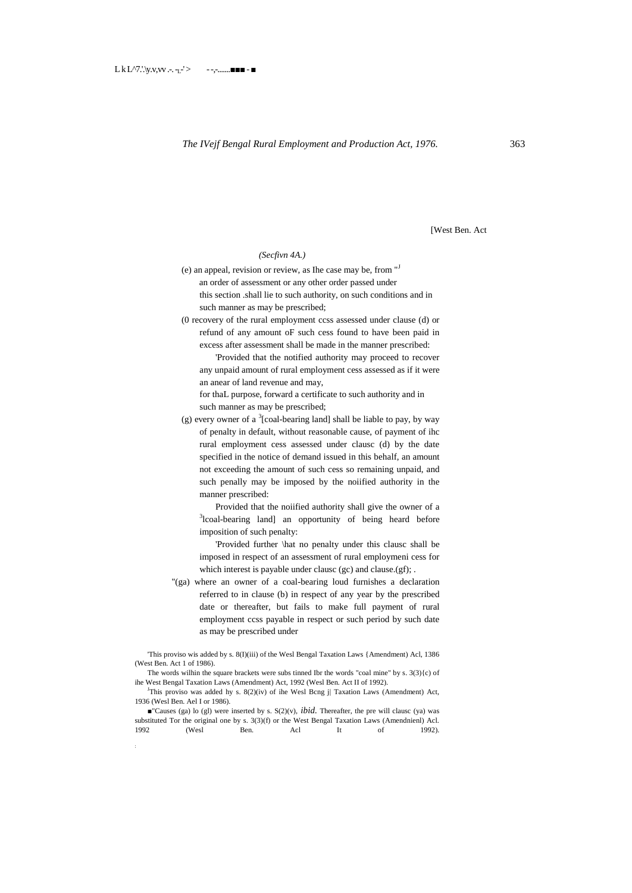[West Ben. Act

*(Secfivn 4A.)*

(e) an appeal, revision or review, as Ihe case may be, from "[J] an order of assessment or any other order passed under this section .shall lie to such authority, on such conditions and in such manner as may be prescribed;

(0 recovery of the rural employment ccss assessed under clause (d) or refund of any amount oF such cess found to have been paid in excess after assessment shall be made in the manner prescribed:

'Provided that the notified authority may proceed to recover any unpaid amount of rural employment cess assessed as if it were an anear of land revenue and may, for thaL purpose, forward a certificate to such authority and in such manner as may be prescribed;

(g) every owner of a [3][coal-bearing land] shall be liable to pay, by way of penalty in default, without reasonable cause, of payment of ihc rural employment cess assessed under clausc (d) by the date specified in the notice of demand issued in this behalf, an amount not exceeding the amount of such cess so remaining unpaid, and such penally may be imposed by the noiified authority in the manner prescribed:

Provided that the noiified authority shall give the owner of a [3]lcoal-bearing land] an opportunity of being heard before imposition of such penalty:

'Provided further \hat no penalty under this clausc shall be imposed in respect of an assessment of rural employmeni cess for which interest is payable under clausc (gc) and clause.(gf); .

"(ga) where an owner of a coal-bearing loud furnishes a declaration referred to in clause (b) in respect of any year by the prescribed date or thereafter, but fails to make full payment of rural employment ccss payable in respect or such period by such date as may be prescribed under

'This proviso wis added by s. 8(I)(iii) of the Wesl Bengal Taxation Laws {Amendment) Acl, 1386 (West Ben. Act 1 of 1986).

The words wilhin the square brackets were subs tinned Ibr the words "coal mine" by s. 3(3){c) of ihe West Bengal Taxation Laws (Amendment) Act, 1992 (Wesl Ben. Act II of 1992).

[J]This proviso was added hy s. 8(2)(iv) of ihe Wesl Bcng j| Taxation Laws (Amendment) Act, 1936 (Wesl Ben. Ael I or 1986).

■"Causes (ga) lo (gl) were inserted by s. S(2)(v), *ibid.* Thereafter, the pre will clausc (ya) was substituted Tor the original one by s. 3(3)(f) or the West Bengal Taxation Laws (Amendnienl) Acl. 1992 (Wesl Ben. Acl It of 1992).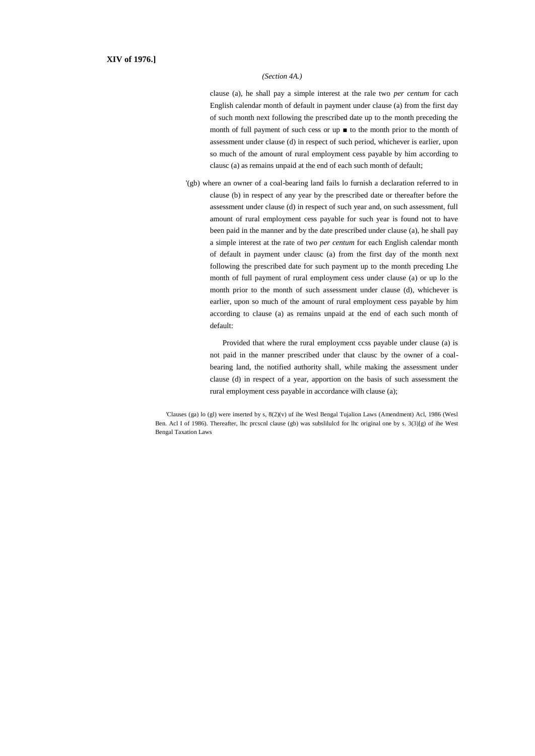**XIV of 1976.]**

*(Section 4A.)*

clause (a), he shall pay a simple interest at the rale two *per centum* for cach English calendar month of default in payment under clause (a) from the first day of such month next following the prescribed date up to the month preceding the month of full payment of such cess or up ■ to the month prior to the month of assessment under clause (d) in respect of such period, whichever is earlier, upon so much of the amount of rural employment cess payable by him according to clausc (a) as remains unpaid at the end of each such month of default;

'(gb) where an owner of a coal-bearing land fails lo furnish a declaration referred to in clause (b) in respect of any year by the prescribed date or thereafter before the assessment under clause (d) in respect of such year and, on such assessment, full amount of rural employment cess payable for such year is found not to have been paid in the manner and by the date prescribed under clause (a), he shall pay a simple interest at the rate of two *per centum* for each English calendar month of default in payment under clausc (a) from the first day of the month next following the prescribed date for such payment up to the month preceding Lhe month of full payment of rural employment cess under clause (a) or up lo the month prior to the month of such assessment under clause (d), whichever is earlier, upon so much of the amount of rural employment cess payable by him according to clause (a) as remains unpaid at the end of each such month of default:

Provided that where the rural employment ccss payable under clause (a) is not paid in the manner prescribed under that clausc by the owner of a coal-bearing land, the notified authority shall, while making the assessment under clause (d) in respect of a year, apportion on the basis of such assessment the rural employment cess payable in accordance wilh clause (a);

'Clauses (ga) lo (gl) were inserted by s, 8(2)(v) uf ihe Wesl Bengal Tujalion Laws (Amendment) Acl, 1986 (Wesl Ben. Acl I of 1986). Thereafter, lhc prcscnl clause (gb) was subslilulcd for lhc original one by s. 3(3)[g) of ihe West Bengal Taxation Laws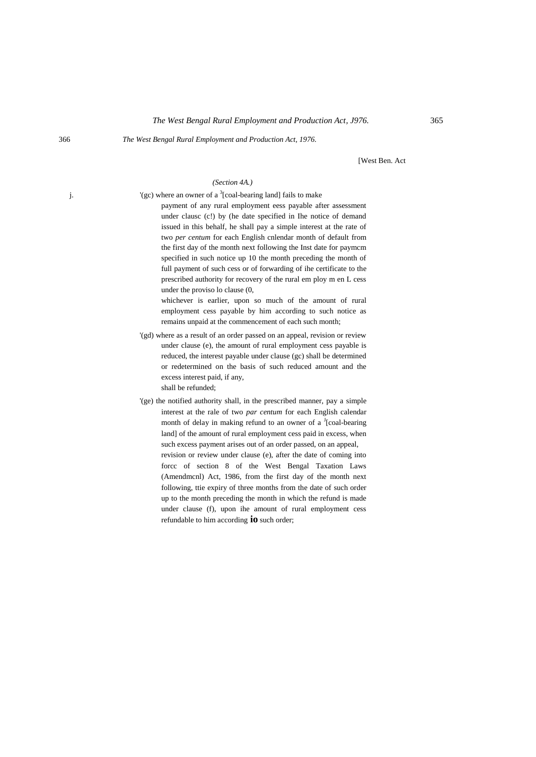[West Ben. Act

*(Section 4A.)*

'(gc) where an owner of a [3][coal-bearing land] fails to make payment of any rural employment eess payable after assessment under clausc (c!) by (he date specified in Ihe notice of demand issued in this behalf, he shall pay a simple interest at the rate of two *per centum* for each English cnlendar month of default from the first day of the month next following the Inst date for paymcm specified in such notice up 10 the month preceding the month of full payment of such cess or of forwarding of ihe certificate to the prescribed authority for recovery of the rural em ploy m en L cess under the proviso lo clause (0,

whichever is earlier, upon so much of the amount of rural employment cess payable by him according to such notice as remains unpaid at the commencement of each such month;

'(gd) where as a result of an order passed on an appeal, revision or review under clause (e), the amount of rural employment cess payable is reduced, the interest payable under clause (gc) shall be determined or redetermined on the basis of such reduced amount and the excess interest paid, if any,

shall be refunded;

'(ge) the notified authority shall, in the prescribed manner, pay a simple interest at the rale of two *par centum* for each English calendar month of delay in making refund to an owner of a [J][coal-bearing land] of the amount of rural employment cess paid in excess, when such excess payment arises out of an order passed, on an appeal, revision or review under clause (e), after the date of coming into forcc of section 8 of the West Bengal Taxation Laws (Amendmcnl) Act, 1986, from the first day of the month next following, ttie expiry of three months from the date of such order up to the month preceding the month in which the refund is made under clause (f), upon ihe amount of rural employment cess refundable to him according io such order;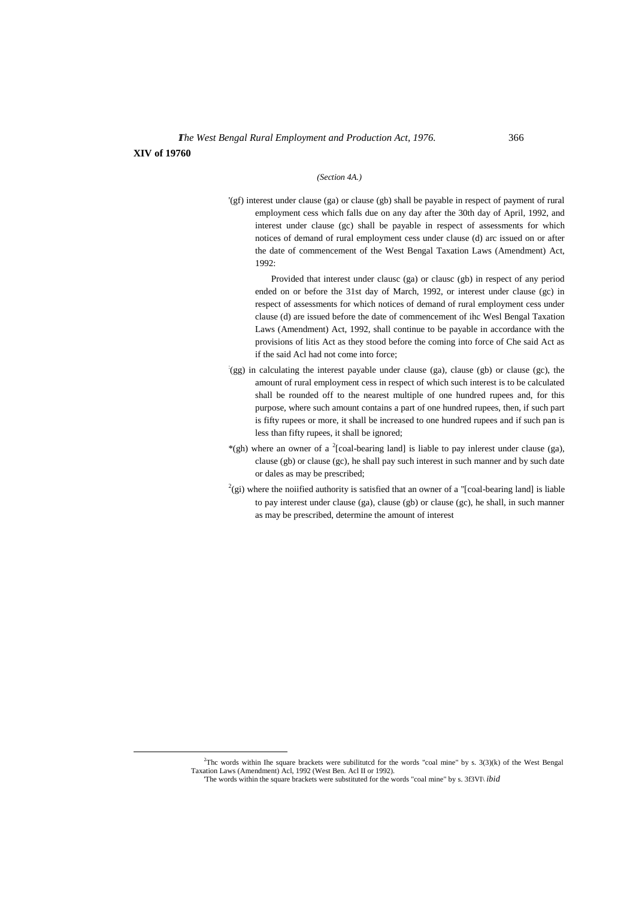*(Section 4A.)*

'(gf) interest under clause (ga) or clause (gb) shall be payable in respect of payment of rural employment cess which falls due on any day after the 30th day of April, 1992, and interest under clause (gc) shall be payable in respect of assessments for which notices of demand of rural employment cess under clause (d) arc issued on or after the date of commencement of the West Bengal Taxation Laws (Amendment) Act, 1992:

Provided that interest under clausc (ga) or clausc (gb) in respect of any period ended on or before the 31st day of March, 1992, or interest under clause (gc) in respect of assessments for which notices of demand of rural employment cess under clause (d) are issued before the date of commencement of ihc Wesl Bengal Taxation Laws (Amendment) Act, 1992, shall continue to be payable in accordance with the provisions of litis Act as they stood before the coming into force of Che said Act as if the said Acl had not come into force;

'(gg) in calculating the interest payable under clause (ga), clause (gb) or clause (gc), the amount of rural employment cess in respect of which such interest is to be calculated shall be rounded off to the nearest multiple of one hundred rupees and, for this purpose, where such amount contains a part of one hundred rupees, then, if such part is fifty rupees or more, it shall be increased to one hundred rupees and if such pan is less than fifty rupees, it shall be ignored;

*(gh) where an owner of a [2][coal-bearing land] is liable to pay inlerest under clause (ga), clause (gb) or clause (gc), he shall pay such interest in such manner and by such date or dales as may be prescribed;

[2](gi) where the noiified authority is satisfied that an owner of a "[coal-bearing land] is liable to pay interest under clause (ga), clause (gb) or clause (gc), he shall, in such manner as may be prescribed, determine the amount of interest

---

[2]Thc words within Ihe square brackets were subilitutcd for the words "coal mine" by s. 3(3)(k) of the West Bengal Taxation Laws (Amendment) Acl, 1992 (West Ben. Acl II or 1992).

'The words within the square brackets were substituted for the words "coal mine" by s. 3f3VI\ *ibid*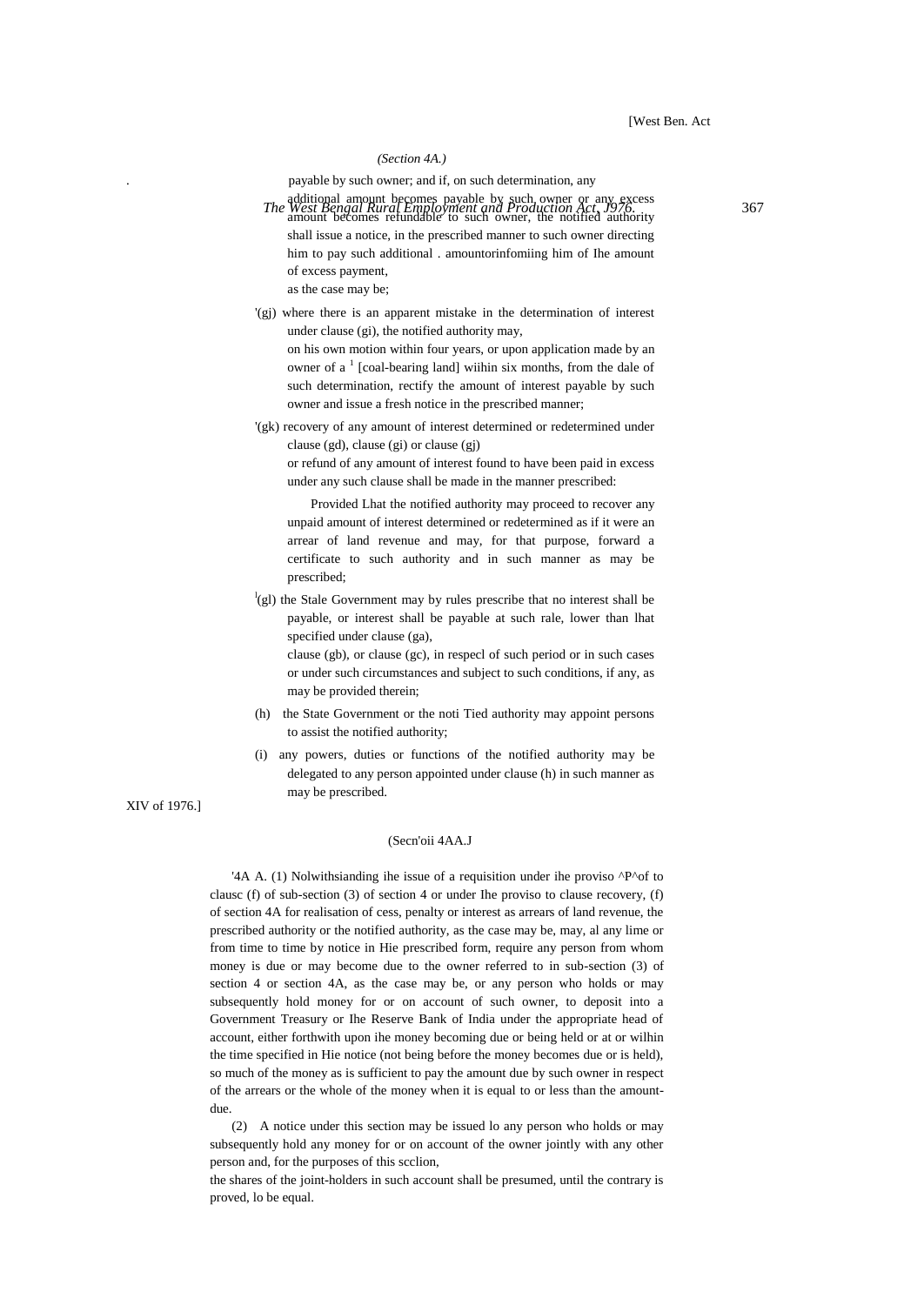*(Section 4A.)*

payable by such owner; and if, on such determination, any additional amount becomes payable by such owner or any excess amount becomes refundable to such owner, the notified authority shall issue a notice, in the prescribed manner to such owner directing him to pay such additional . amountorinfomiing him of Ihe amount of excess payment, as the case may be;

'(gj) where there is an apparent mistake in the determination of interest under clause (gi), the notified authority may, on his own motion within four years, or upon application made by an owner of a [1] [coal-bearing land] wiihin six months, from the dale of such determination, rectify the amount of interest payable by such owner and issue a fresh notice in the prescribed manner;

'(gk) recovery of any amount of interest determined or redetermined under clause (gd), clause (gi) or clause (gj) or refund of any amount of interest found to have been paid in excess under any such clause shall be made in the manner prescribed:

Provided Lhat the notified authority may proceed to recover any unpaid amount of interest determined or redetermined as if it were an arrear of land revenue and may, for that purpose, forward a certificate to such authority and in such manner as may be prescribed;

[l](gl) the Stale Government may by rules prescribe that no interest shall be payable, or interest shall be payable at such rale, lower than lhat specified under clause (ga), clause (gb), or clause (gc), in respecl of such period or in such cases or under such circumstances and subject to such conditions, if any, as may be provided therein;

(h) the State Government or the noti Tied authority may appoint persons to assist the notified authority;

(i) any powers, duties or functions of the notified authority may be delegated to any person appointed under clause (h) in such manner as may be prescribed.

(Secn'oii 4AA.J

'4A A. (1) Nolwithsianding ihe issue of a requisition under ihe proviso ^P^of to clausc (f) of sub-section (3) of section 4 or under Ihe proviso to clause recovery, (f) of section 4A for realisation of cess, penalty or interest as arrears of land revenue, the prescribed authority or the notified authority, as the case may be, may, al any lime or from time to time by notice in Hie prescribed form, require any person from whom money is due or may become due to the owner referred to in sub-section (3) of section 4 or section 4A, as the case may be, or any person who holds or may subsequently hold money for or on account of such owner, to deposit into a Government Treasury or Ihe Reserve Bank of India under the appropriate head of account, either forthwith upon ihe money becoming due or being held or at or wilhin the time specified in Hie notice (not being before the money becomes due or is held), so much of the money as is sufficient to pay the amount due by such owner in respect of the arrears or the whole of the money when it is equal to or less than the amount-due.

(2) A notice under this section may be issued lo any person who holds or may subsequently hold any money for or on account of the owner jointly with any other person and, for the purposes of this scclion, the shares of the joint-holders in such account shall be presumed, until the contrary is proved, lo be equal.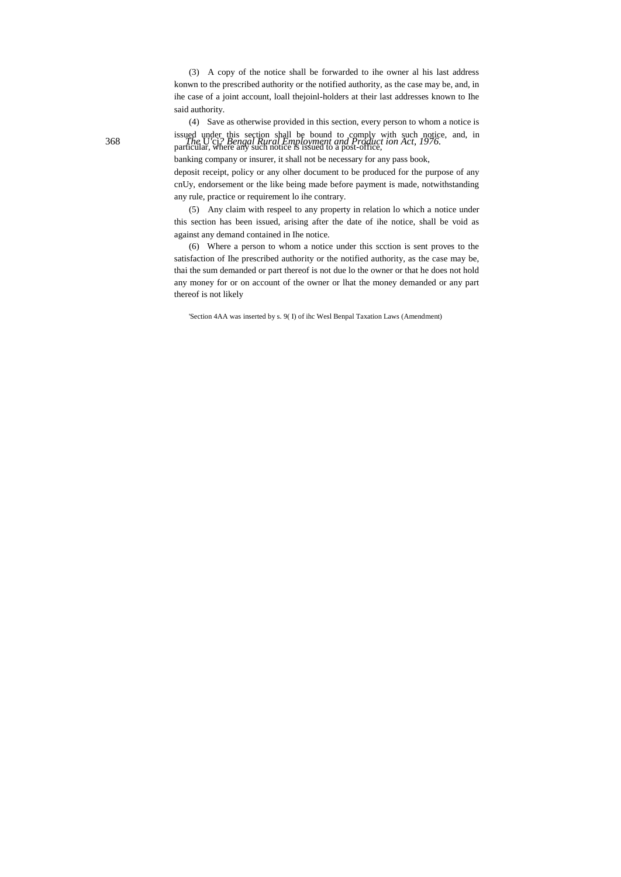(3) A copy of the notice shall be forwarded to ihe owner al his last address konwn to the prescribed authority or the notified authority, as the case may be, and, in ihe case of a joint account, loall thejoinl-holders at their last addresses known to Ihe said authority.

(4) Save as otherwise provided in this section, every person to whom a notice is issued under this section shall be bound to comply with such notice, and, in particular, where any such notice is issued to a post-office, banking company or insurer, it shall not be necessary for any pass book, deposit receipt, policy or any olher document to be produced for the purpose of any cnUy, endorsement or the like being made before payment is made, notwithstanding any rule, practice or requirement lo ihe contrary.

(5) Any claim with respeel to any property in relation lo which a notice under this section has been issued, arising after the date of ihe notice, shall be void as against any demand contained in Ihe notice.

(6) Where a person to whom a notice under this scction is sent proves to the satisfaction of Ihe prescribed authority or the notified authority, as the case may be, thai the sum demanded or part thereof is not due lo the owner or that he does not hold any money for or on account of the owner or lhat the money demanded or any part thereof is not likely

'Section 4AA was inserted by s. 9( I) of ihc Wesl Benpal Taxation Laws (Amendment)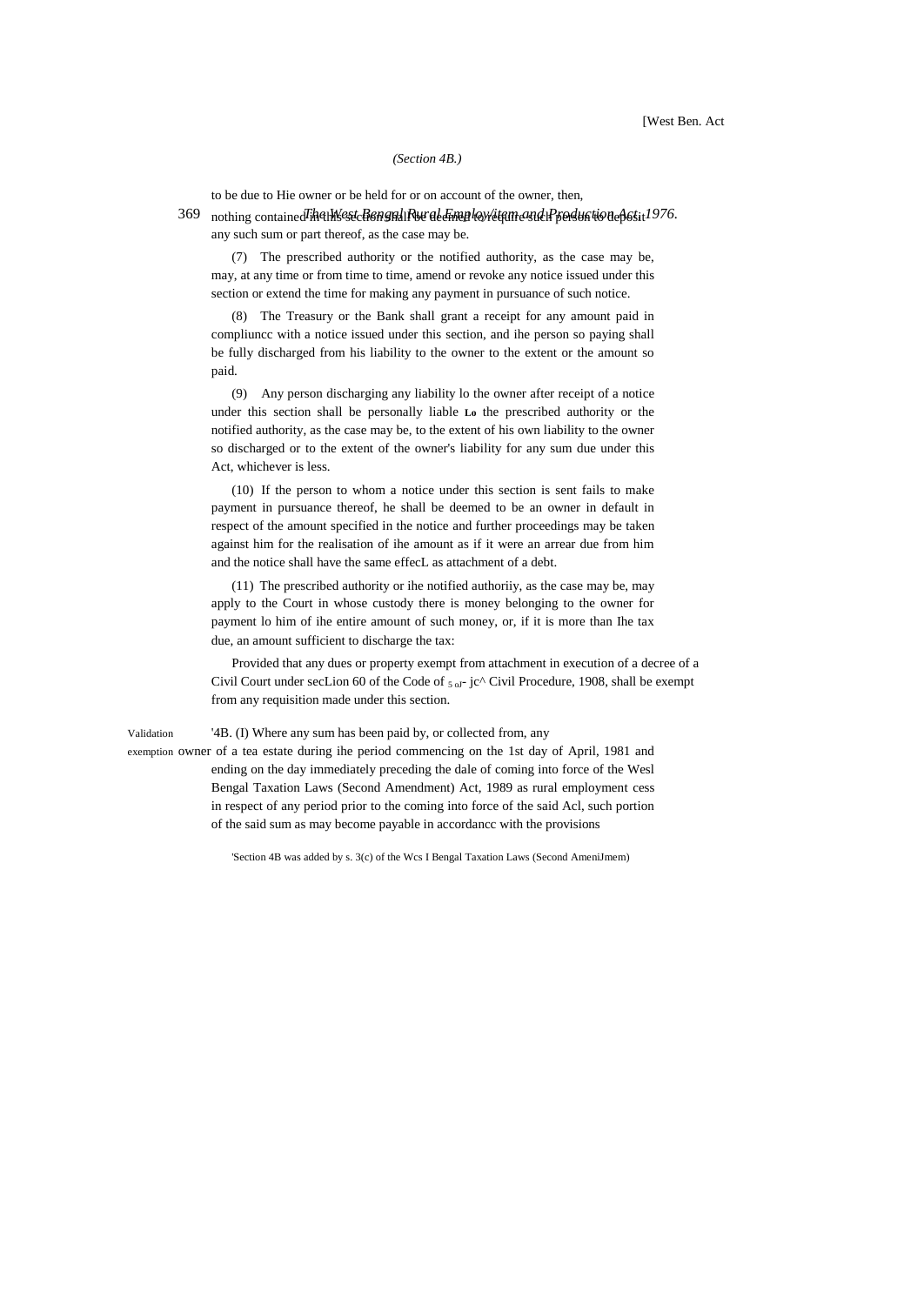*(Section 4B.)*

to be due to Hie owner or be held for or on account of the owner, then, nothing contained in this section shall be deemed to require such person to deposit any such sum or part thereof, as the case may be.

(7) The prescribed authority or the notified authority, as the case may be, may, at any time or from time to time, amend or revoke any notice issued under this section or extend the time for making any payment in pursuance of such notice.

(8) The Treasury or the Bank shall grant a receipt for any amount paid in compliuncc with a notice issued under this section, and ihe person so paying shall be fully discharged from his liability to the owner to the extent or the amount so paid.

(9) Any person discharging any liability lo the owner after receipt of a notice under this section shall be personally liable Lo the prescribed authority or the notified authority, as the case may be, to the extent of his own liability to the owner so discharged or to the extent of the owner's liability for any sum due under this Act, whichever is less.

(10) If the person to whom a notice under this section is sent fails to make payment in pursuance thereof, he shall be deemed to be an owner in default in respect of the amount specified in the notice and further proceedings may be taken against him for the realisation of ihe amount as if it were an arrear due from him and the notice shall have the same effecL as attachment of a debt.

(11) The prescribed authority or ihe notified authoriiy, as the case may be, may apply to the Court in whose custody there is money belonging to the owner for payment lo him of ihe entire amount of such money, or, if it is more than Ihe tax due, an amount sufficient to discharge the tax:

Provided that any dues or property exempt from attachment in execution of a decree of a Civil Court under secLion 60 of the Code of 5 of Civil Procedure, 1908, shall be exempt from any requisition made under this section.

Validation exemption

[1]4B. (I) Where any sum has been paid by, or collected from, any owner of a tea estate during ihe period commencing on the 1st day of April, 1981 and ending on the day immediately preceding the dale of coming into force of the Wesl Bengal Taxation Laws (Second Amendment) Act, 1989 as rural employment cess in respect of any period prior to the coming into force of the said Acl, such portion of the said sum as may become payable in accordancc with the provisions

[1]Section 4B was added by s. 3(c) of the Wcs I Bengal Taxation Laws (Second AmeniJmem)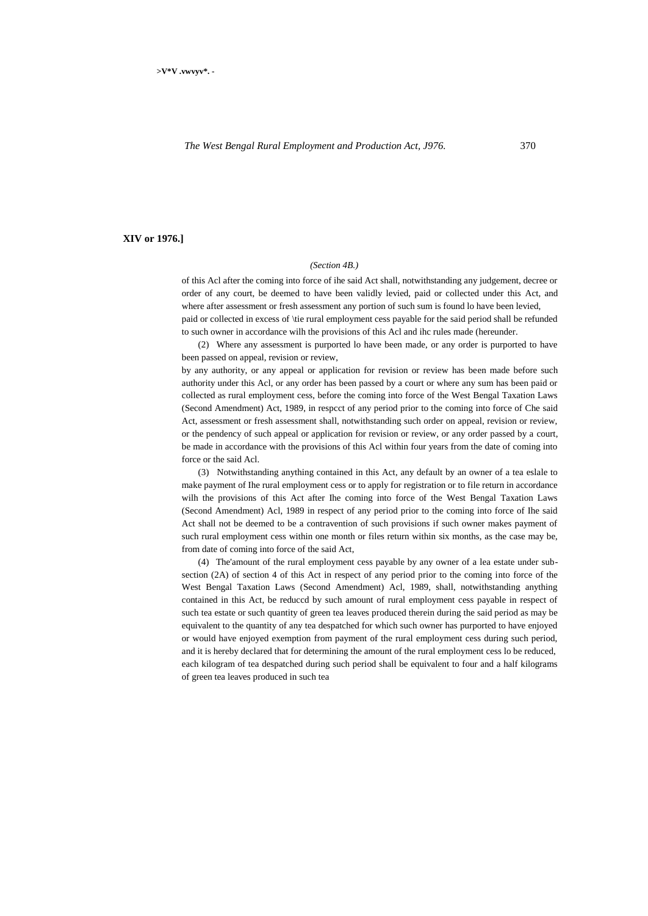(Section 4B.)

of this Acl after the coming into force of ihe said Act shall, notwithstanding any judgement, decree or order of any court, be deemed to have been validly levied, paid or collected under this Act, and where after assessment or fresh assessment any portion of such sum is found lo have been levied, paid or collected in excess of \tie rural employment cess payable for the said period shall be refunded to such owner in accordance wilh the provisions of this Acl and ihc rules made (hereunder.

(2) Where any assessment is purported lo have been made, or any order is purported to have been passed on appeal, revision or review, by any authority, or any appeal or application for revision or review has been made before such authority under this Acl, or any order has been passed by a court or where any sum has been paid or collected as rural employment cess, before the coming into force of the West Bengal Taxation Laws (Second Amendment) Act, 1989, in respcct of any period prior to the coming into force of Che said Act, assessment or fresh assessment shall, notwithstanding such order on appeal, revision or review, or the pendency of such appeal or application for revision or review, or any order passed by a court, be made in accordance with the provisions of this Acl within four years from the date of coming into force or the said Acl.

(3) Notwithstanding anything contained in this Act, any default by an owner of a tea eslale to make payment of Ihe rural employment cess or to apply for registration or to file return in accordance wilh the provisions of this Act after Ihe coming into force of the West Bengal Taxation Laws (Second Amendment) Acl, 1989 in respect of any period prior to the coming into force of Ihe said Act shall not be deemed to be a contravention of such provisions if such owner makes payment of such rural employment cess within one month or files return within six months, as the case may be, from date of coming into force of the said Act,

(4) The'amount of the rural employment cess payable by any owner of a lea estate under sub-section (2A) of section 4 of this Act in respect of any period prior to the coming into force of the West Bengal Taxation Laws (Second Amendment) Acl, 1989, shall, notwithstanding anything contained in this Act, be reduccd by such amount of rural employment cess payable in respect of such tea estate or such quantity of green tea leaves produced therein during the said period as may be equivalent to the quantity of any tea despatched for which such owner has purported to have enjoyed or would have enjoyed exemption from payment of the rural employment cess during such period, and it is hereby declared that for determining the amount of the rural employment cess lo be reduced, each kilogram of tea despatched during such period shall be equivalent to four and a half kilograms of green tea leaves produced in such tea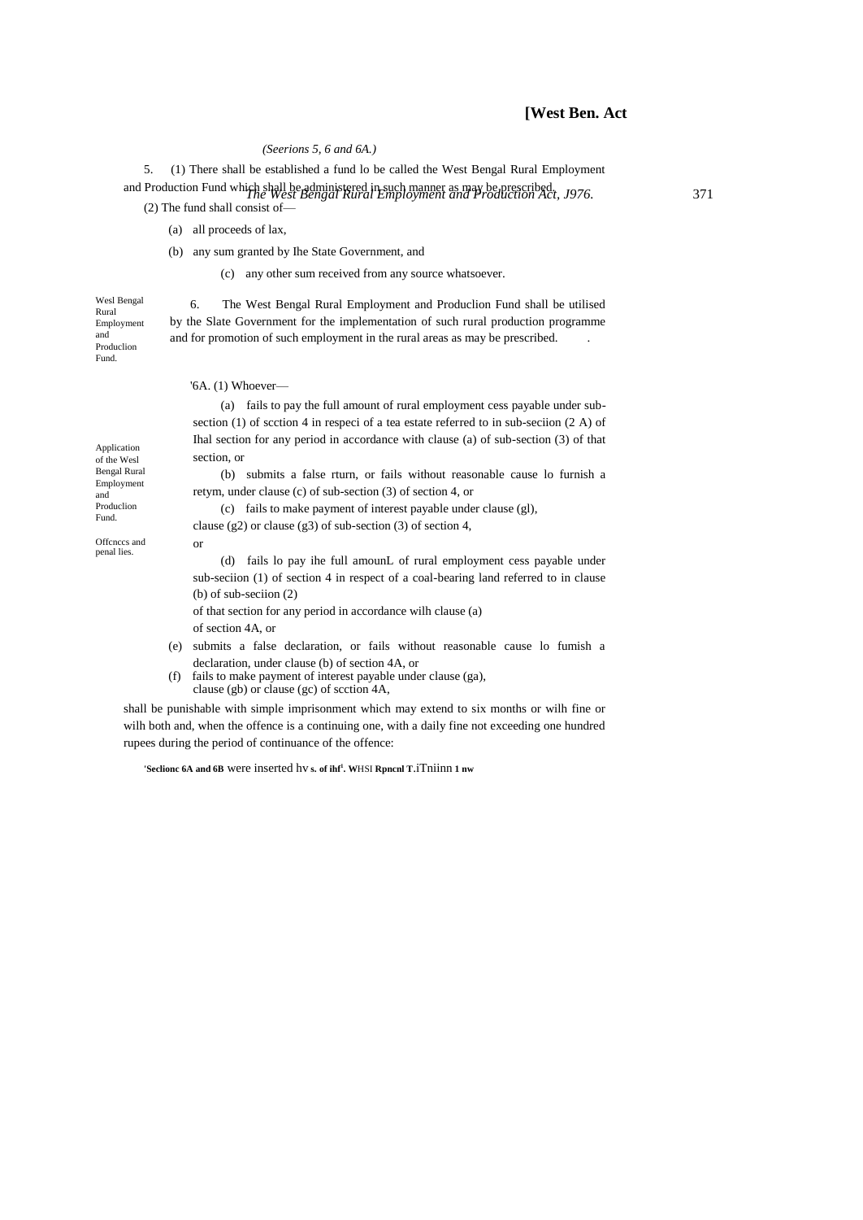*(Seerions 5, 6 and 6A.)*

5. (1) There shall be established a fund lo be called the West Bengal Rural Employment and Production Fund which shall be administered in such manner as may be prescribed.

(2) The fund shall consist of—

(a) all proceeds of lax,

(b) any sum granted by Ihe State Government, and

(c) any other sum received from any source whatsoever.

Wesl Bengal Rural Employment and Produclion Fund.

6. The West Bengal Rural Employment and Produclion Fund shall be utilised by the Slate Government for the implementation of such rural production programme and for promotion of such employment in the rural areas as may be prescribed.

Application of the Wesl Bengal Rural Employment and Produclion Fund.

Offcnccs and penal lies.

[1]6A. (1) Whoever—

(a) fails to pay the full amount of rural employment cess payable under sub-section (1) of scction 4 in respeci of a tea estate referred to in sub-seciion (2 A) of Ihal section for any period in accordance with clause (a) of sub-section (3) of that section, or

(b) submits a false rturn, or fails without reasonable cause lo furnish a retym, under clause (c) of sub-section (3) of section 4, or

(c) fails to make payment of interest payable under clause (gl), clause (g2) or clause (g3) of sub-section (3) of section 4, or

(d) fails lo pay ihe full amounL of rural employment cess payable under sub-seciion (1) of section 4 in respect of a coal-bearing land referred to in clause (b) of sub-seciion (2) of that section for any period in accordance wilh clause (a) of section 4A, or

(e) submits a false declaration, or fails without reasonable cause lo fumish a declaration, under clause (b) of section 4A, or

(f) fails to make payment of interest payable under clause (ga), clause (gb) or clause (gc) of scction 4A,

shall be punishable with simple imprisonment which may extend to six months or wilh fine or wilh both and, when the offence is a continuing one, with a daily fine not exceeding one hundred rupees during the period of continuance of the offence:

[1]Seclionc 6A and 6B were inserted hv s. of ihf[1]. WHSI Rpncnl T.iTniinn 1 nw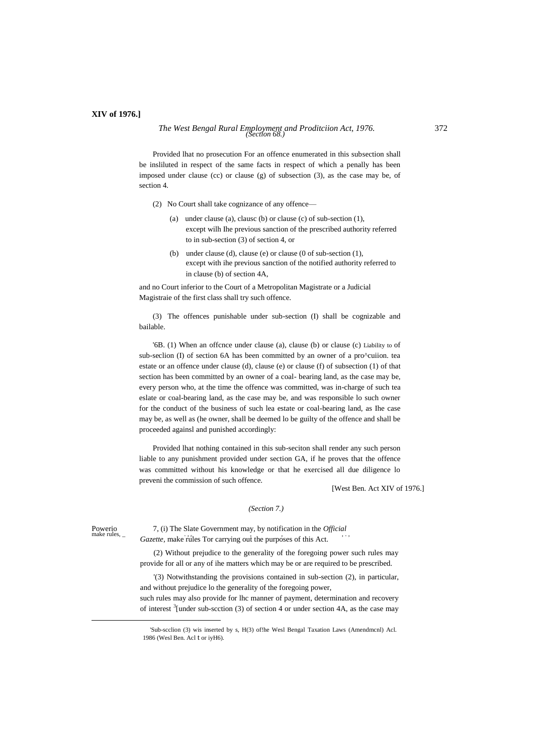Provided lhat no prosecution For an offence enumerated in this subsection shall be insliluted in respect of the same facts in respect of which a penally has been imposed under clause (cc) or clause (g) of subsection (3), as the case may be, of section 4.

(2) No Court shall take cognizance of any offence—

(a) under clause (a), clausc (b) or clause (c) of sub-section (1), except wilh Ihe previous sanction of the prescribed authority referred to in sub-section (3) of section 4, or

(b) under clause (d), clause (e) or clause (0 of sub-section (1), except with ihe previous sanction of the notified authority referred to in clause (b) of section 4A,

and no Court inferior to the Court of a Metropolitan Magistrate or a Judicial Magistraie of the first class shall try such offence.

(3) The offences punishable under sub-section (I) shall be cognizable and bailable.

Liability to

'6B. (1) When an offcnce under clause (a), clause (b) or clause (c) of sub-seclion (I) of section 6A has been committed by an owner of a pro^cuiion. tea estate or an offence under clause (d), clause (e) or clause (f) of subsection (1) of that section has been committed by an owner of a coal- bearing land, as the case may be, every person who, at the time the offence was committed, was in-charge of such tea eslate or coal-bearing land, as the case may be, and was responsible lo such owner for the conduct of the business of such lea estate or coal-bearing land, as Ihe case may be, as well as (he owner, shall be deemed lo be guilty of the offence and shall be proceeded againsl and punished accordingly:

Provided lhat nothing contained in this sub-seciton shall render any such person liable to any punishment provided under section GA, if he proves that the offence was committed without his knowledge or that he exercised all due diligence lo preveni the commission of such offence.

[West Ben. Act XIV of 1976.]

*(Section 7.)*

Powerio make rules,

7, (i) The Slate Government may, by notification in the *Official Gazette*, make rules Tor carrying out the purposes of this Act.

(2) Without prejudice to the generality of the foregoing power such rules may provide for all or any of ihe matters which may be or are required to be prescribed.

'(3) Notwithstanding the provisions contained in sub-section (2), in particular, and without prejudice lo the generality of the foregoing power, such rules may also provide for lhc manner of payment, determination and recovery of interest [3][under sub-scction (3) of section 4 or under section 4A, as the case may

---

'Sub-scclion (3) wis inserted by s, H(3) of!he Wesl Bengal Taxation Laws (Amendmcnl) Acl. 1986 (Wesl Ben. Acl t or iyH6).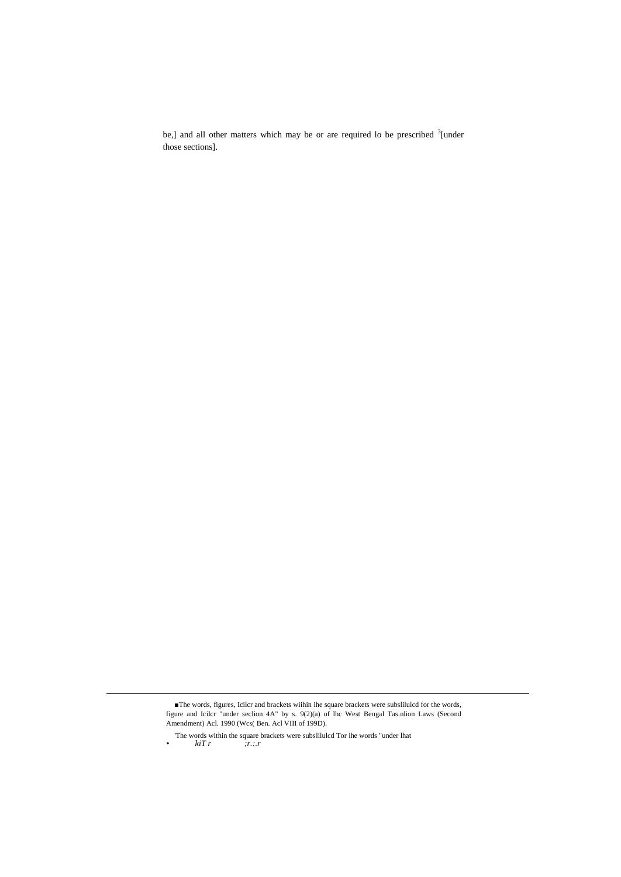be,] and all other matters which may be or are required lo be prescribed [3][under those sections].

---

■The words, figures, Icilcr and brackets wiihin ihe square brackets were subslilulcd for the words, figure and Icilcr "under seclion 4A" by s. 9(2)(a) of lhc West Bengal Tas.nlion Laws (Second Amendment) Acl. 1990 (Wcs( Ben. Acl VIII of 199D).

'The words within the square brackets were subslilulcd Tor ihe words "under lhat

• *kiT r* *;r.:.r*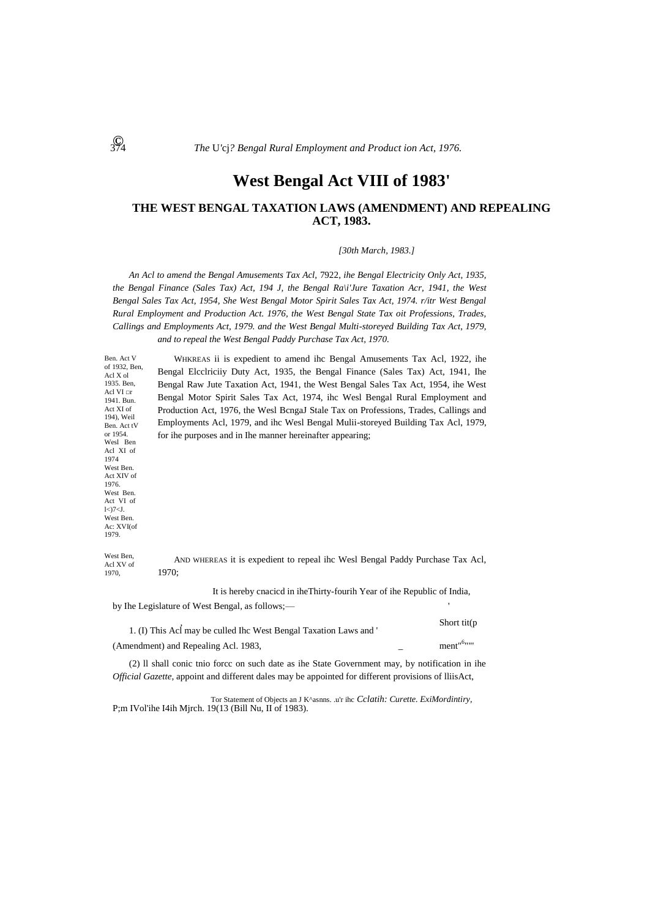# West Bengal Act VIII of 1983'

## THE WEST BENGAL TAXATION LAWS (AMENDMENT) AND REPEALING ACT, 1983.

*[30th March, 1983.]*

*An Acl to amend the Bengal Amusements Tax Acl,* 7922, *ihe Bengal Electricity Only Act, 1935, the Bengal Finance (Sales Tax) Act, 194 J, the Bengal Ra\i'Jure Taxation Acr, 1941, the West Bengal Sales Tax Act, 1954, She West Bengal Motor Spirit Sales Tax Act, 1974. r/itr West Bengal Rural Employment and Production Act. 1976, the West Bengal State Tax oit Professions, Trades, Callings and Employments Act, 1979. and the West Bengal Multi-storeyed Building Tax Act, 1979, and to repeal the West Bengal Paddy Purchase Tax Act, 1970.*

Ben. Act V of 1932, Ben, Acl X ol 1935. Ben, Acl VI □r 1941. Bun. Act XI of 194), Weil Ben. Act tV or 1954. Wesl Ben Acl XI of 1974 West Ben. Act XIV of 1976. West Ben. Act VI of l<)7<J. West Ben. Ac: XVI(of 1979.

WHKREAS ii is expedient to amend ihc Bengal Amusements Tax Acl, 1922, ihe Bengal Elcclriciiy Duty Act, 1935, the Bengal Finance (Sales Tax) Act, 1941, Ihe Bengal Raw Jute Taxation Act, 1941, the West Bengal Sales Tax Act, 1954, ihe West Bengal Motor Spirit Sales Tax Act, 1974, ihc Wesl Bengal Rural Employment and Production Act, 1976, the Wesl BcngaJ Stale Tax on Professions, Trades, Callings and Employments Acl, 1979, and ihc Wesl Bengal Mulii-storeyed Building Tax Acl, 1979, for ihe purposes and in Ihe manner hereinafter appearing;

West Ben, Acl XV of 1970,

AND WHEREAS it is expedient to repeal ihc Wesl Bengal Paddy Purchase Tax Acl, 1970;

It is hereby cnacicd in iheThirty-fourih Year of ihe Republic of India, by Ihe Legislature of West Bengal, as follows;—

Short tit(p ment

1. (I) This Acl may be culled Ihc West Bengal Taxation Laws and (Amendment) and Repealing Acl. 1983,

(2) ll shall conic tnio forcc on such date as ihe State Government may, by notification in ihe *Official Gazette*, appoint and different dales may be appointed for different provisions of lliisAct,

Tor Statement of Objects an J K^asnns. .u'r ihc *Cclatih: Curette. ExiMordintiry,* P;m IVol'ihe I4ih Mjrch. 19(13 (Bill Nu, II of 1983).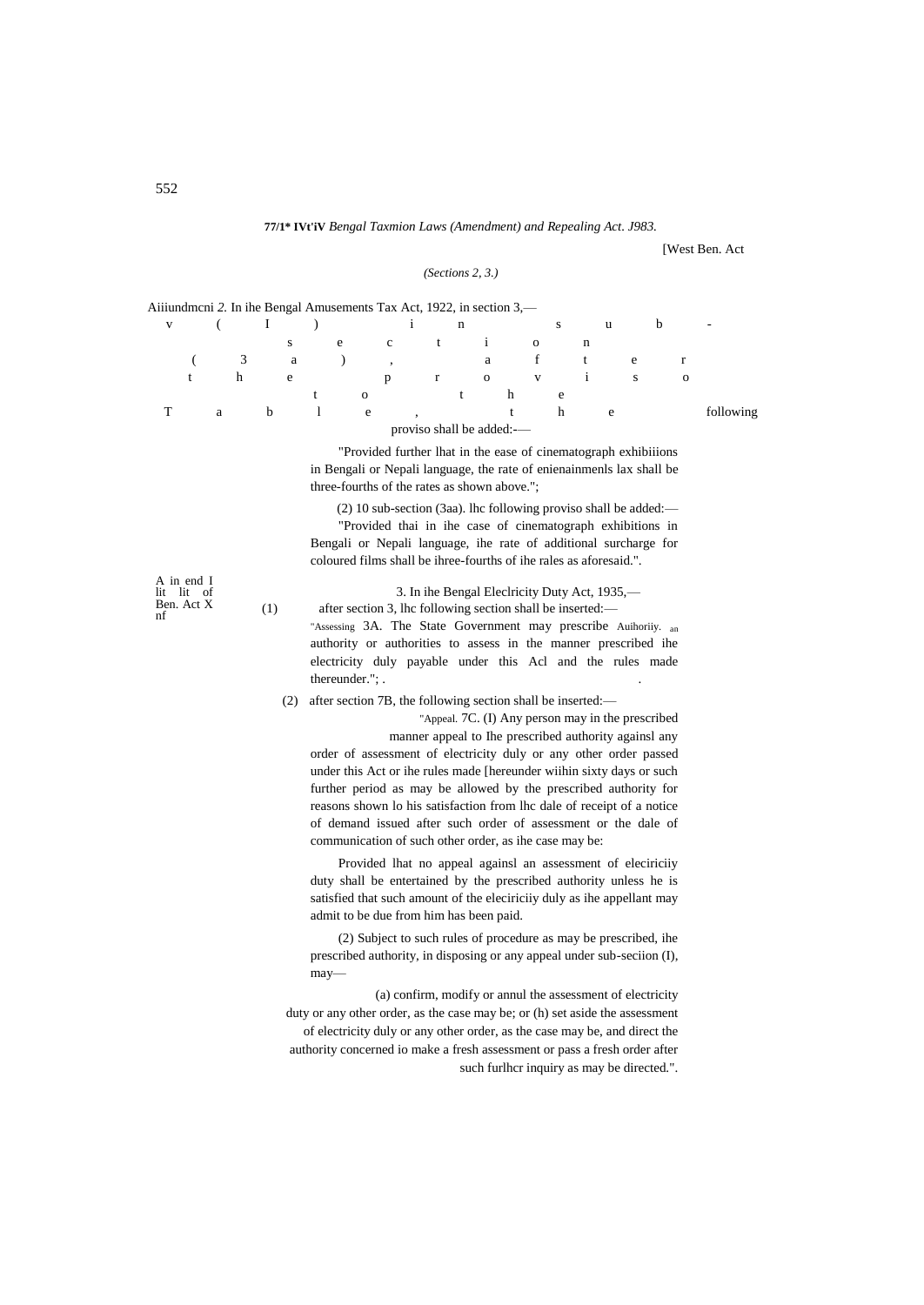**77/1\* IVt'iV** *Bengal Taxmion Laws (Amendment) and Repealing Act. J983.*

[West Ben. Act

*(Sections 2, 3.)*

Aiiiundmcni *2.* In ihe Bengal Amusements Tax Act, 1922, in section 3,—

v (I) in sub-section (3a), after the proviso to the Table, the following proviso shall be added:-—

"Provided further lhat in the ease of cinematograph exhibiiions in Bengali or Nepali language, the rate of enienainmenls lax shall be three-fourths of the rates as shown above.";

(2) 10 sub-section (3aa). lhc following proviso shall be added:—

"Provided thai in ihe case of cinematograph exhibitions in Bengali or Nepali language, ihe rate of additional surcharge for coloured films shall be ihree-fourths of ihe rales as aforesaid.".

A in end I lit lit of Ben. Act X nf

3. In ihe Bengal Eleclricity Duty Act, 1935,—

(1) after section 3, lhc following section shall be inserted:—

"Assessing 3A. The State Government may prescribe Auihoriiy. an authority or authorities to assess in the manner prescribed ihe electricity duly payable under this Acl and the rules made thereunder."; .

(2) after section 7B, the following section shall be inserted:—

"Appeal. 7C. (I) Any person may in the prescribed manner appeal to Ihe prescribed authority againsl any order of assessment of electricity duly or any other order passed under this Act or ihe rules made [hereunder wiihin sixty days or such further period as may be allowed by the prescribed authority for reasons shown lo his satisfaction from lhc dale of receipt of a notice of demand issued after such order of assessment or the dale of communication of such other order, as ihe case may be:

Provided lhat no appeal againsl an assessment of eleciriciiy duty shall be entertained by the prescribed authority unless he is satisfied that such amount of the eleciriciiy duly as ihe appellant may admit to be due from him has been paid.

(2) Subject to such rules of procedure as may be prescribed, ihe prescribed authority, in disposing or any appeal under sub-seciion (I), may—

(a) confirm, modify or annul the assessment of electricity duty or any other order, as the case may be; or (h) set aside the assessment of electricity duly or any other order, as the case may be, and direct the authority concerned io make a fresh assessment or pass a fresh order after such furlhcr inquiry as may be directed.".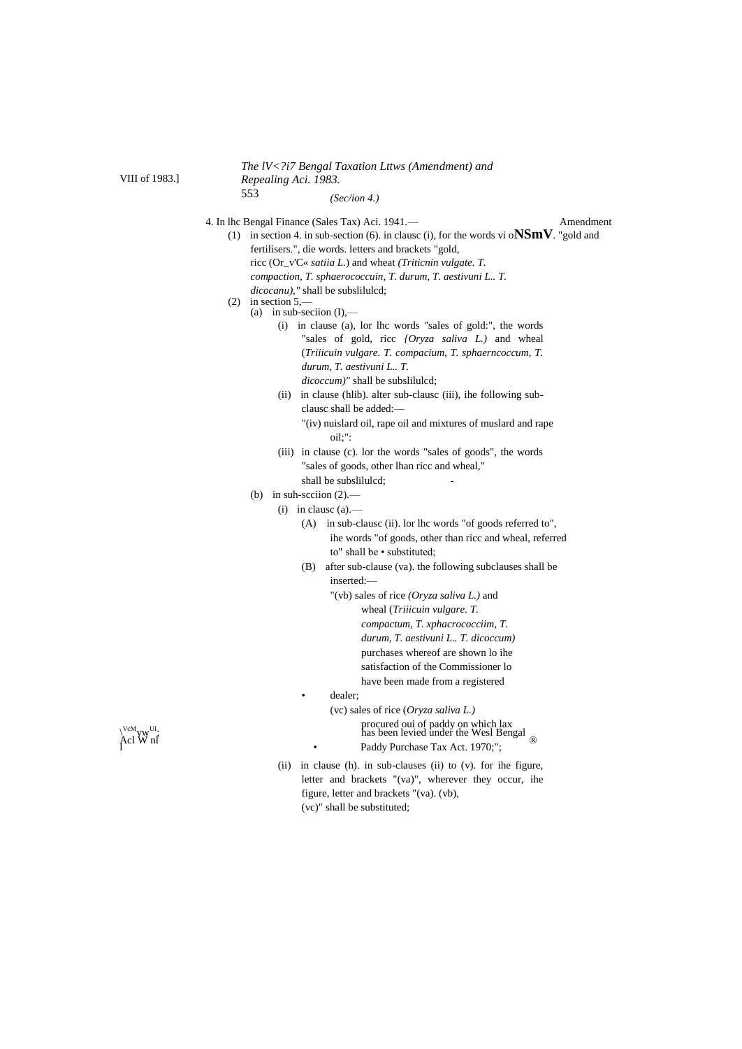*(Section 4.)*

4. In lhc Bengal Finance (Sales Tax) Aci. 1941.— Amendment

(1) in section 4. in sub-section (6). in clausc (i), for the words vi o**NSmV**. "gold and fertilisers.", die words. letters and brackets "gold, ricc (Or_v'C« *satiia L.*) and wheat *(Triticnin vulgate. T. compaction, T. sphaerococcuin, T. durum, T. aestivuni L.. T. dicocanu),"* shall be subslilulcd;

(2) in section 5,—

(a) in sub-seciion (I),—

(i) in clause (a), lor lhc words "sales of gold:", the words "sales of gold, ricc *{Oryza saliva L.)* and wheal (*Triiicuin vulgare. T. compacium, T. sphaerncoccum, T. durum, T. aestivuni L.. T. dicoccum)"* shall be subslilulcd;

(ii) in clause (hlib). alter sub-clausc (iii), ihe following sub-clausc shall be added:—

"(iv) nuislard oil, rape oil and mixtures of muslard and rape oil;":

(iii) in clause (c). lor the words "sales of goods", the words "sales of goods, other lhan ricc and wheal," shall be subslilulcd;

(b) in suh-scciion (2).—

(i) in clausc (a).—

(A) in sub-clausc (ii). lor lhc words "of goods referred to", ihe words "of goods, other than ricc and wheal, referred to" shall be • substituted;

(B) after sub-clause (va). the following subclauses shall be inserted:—

"(vb) sales of rice *(Oryza saliva L.)* and wheal (*Triiicuin vulgare. T. compactum, T. xphacrococciim, T. durum, T. aestivuni L.. T. dicoccum)* purchases whereof are shown lo ihe satisfaction of the Commissioner lo have been made from a registered dealer;

(vc) sales of rice (*Oryza saliva L.)* procured oui of paddy on which lax has been levied under the Wesl Bengal Paddy Purchase Tax Act. 1970;";

(ii) in clause (h). in sub-clauses (ii) to (v). for ihe figure, letter and brackets "(va)", wherever they occur, ihe figure, letter and brackets "(va). (vb), (vc)" shall be substituted;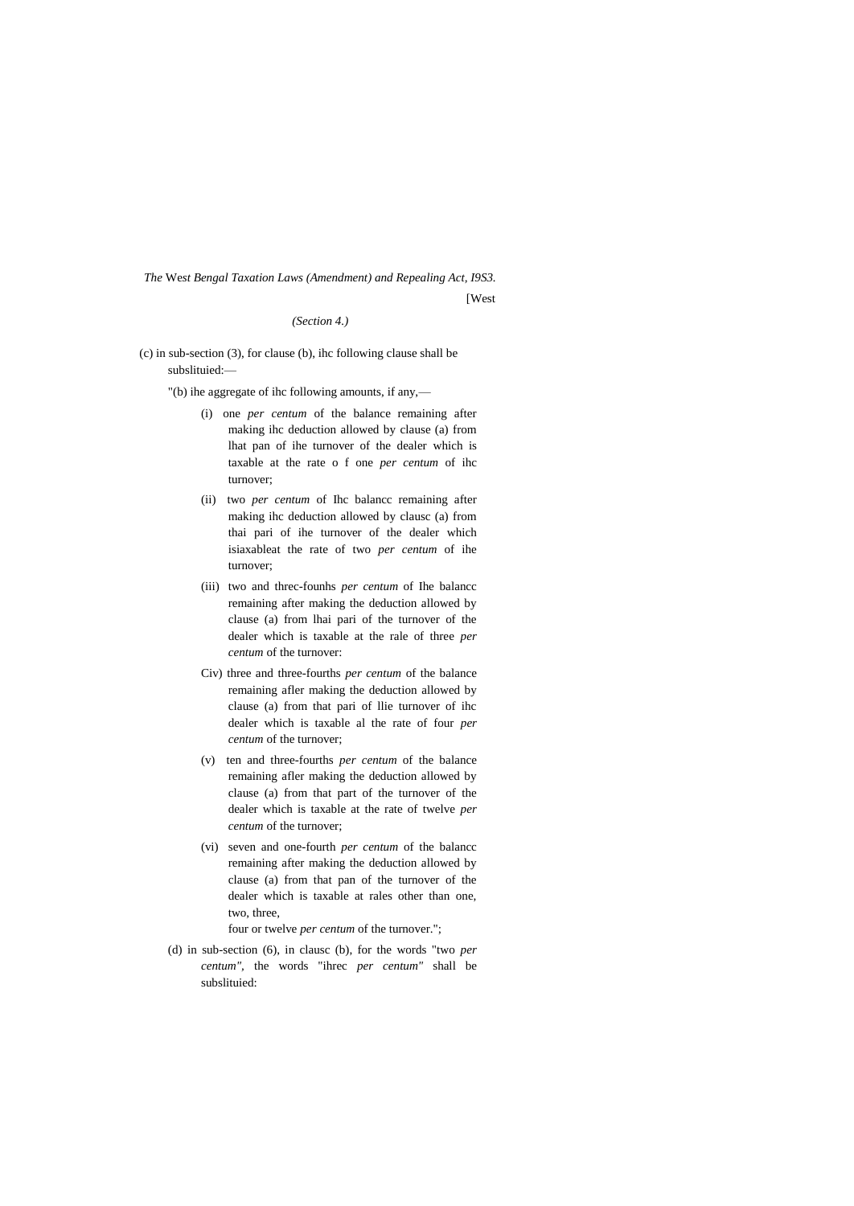*The* West *Bengal Taxation Laws (Amendment) and Repealing Act, I9S3.*

[West

*(Section 4.)*

(c) in sub-section (3), for clause (b), ihc following clause shall be subslituied:—

"(b) ihe aggregate of ihc following amounts, if any,—

(i) one *per centum* of the balance remaining after making ihc deduction allowed by clause (a) from lhat pan of ihe turnover of the dealer which is taxable at the rate o f one *per centum* of ihc turnover;

(ii) two *per centum* of Ihc balancc remaining after making ihc deduction allowed by clausc (a) from thai pari of ihe turnover of the dealer which isiaxableat the rate of two *per centum* of ihe turnover;

(iii) two and threc-founhs *per centum* of Ihe balancc remaining after making the deduction allowed by clause (a) from lhai pari of the turnover of the dealer which is taxable at the rale of three *per centum* of the turnover:

Civ) three and three-fourths *per centum* of the balance remaining afler making the deduction allowed by clause (a) from that pari of llie turnover of ihc dealer which is taxable al the rate of four *per centum* of the turnover;

(v) ten and three-fourths *per centum* of the balance remaining afler making the deduction allowed by clause (a) from that part of the turnover of the dealer which is taxable at the rate of twelve *per centum* of the turnover;

(vi) seven and one-fourth *per centum* of the balancc remaining after making the deduction allowed by clause (a) from that pan of the turnover of the dealer which is taxable at rales other than one, two, three,

four or twelve *per centum* of the turnover.";

(d) in sub-section (6), in clausc (b), for the words "two *per centum"*, the words "ihrec *per centum"* shall be subslituied: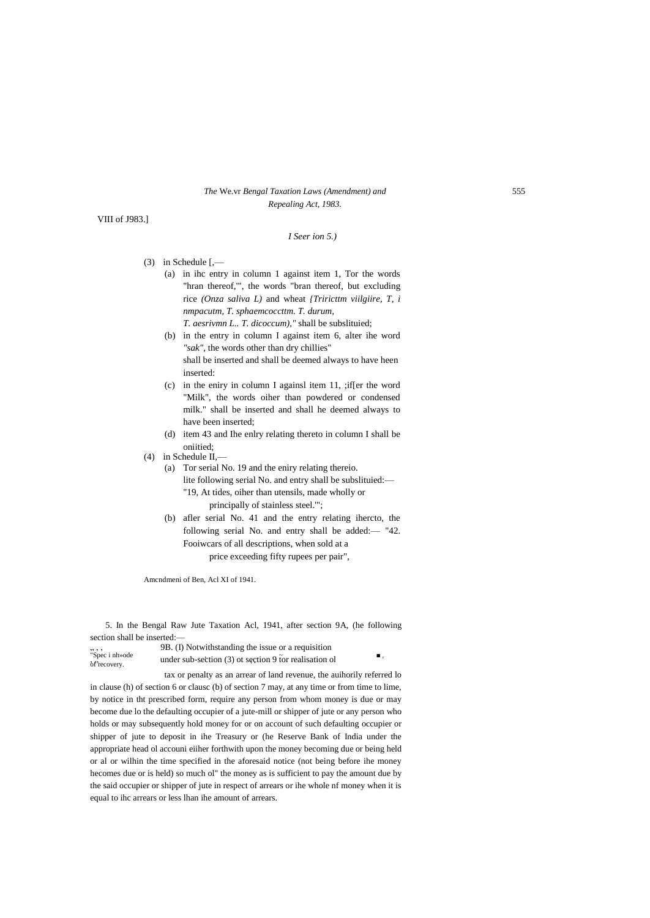VIII of J983.]

*I Seer ion 5.)*

(3) in Schedule [,—

(a) in ihc entry in column 1 against item 1, Tor the words "hran thereof,'", the words "bran thereof, but excluding rice *(Onza saliva L)* and wheat *{Triricttm viilgiire, T, i nmpacutm, T. sphaemcoccttm. T. durum, T. aesrivmn L.. T. dicoccum),"* shall be subslituied;

(b) in the entry in column I against item 6, alter ihe word *"sak"*, the words other than dry chillies" shall be inserted and shall be deemed always to have heen inserted:

(c) in the eniry in column I againsl item 11, ;if[er the word "Milk", the words oiher than powdered or condensed milk." shall be inserted and shall he deemed always to have been inserted;

(d) item 43 and Ihe enlry relating thereto in column I shall be oniitied;

(4) in Schedule II,—

(a) Tor serial No. 19 and the eniry relating thereio. lite following serial No. and entry shall be subslituied:— "19, At tides, oiher than utensils, made wholly or principally of stainless steel.'";

(b) afler serial No. 41 and the entry relating ihercto, the following serial No. and entry shall be added:— "42. Fooiwcars of all descriptions, when sold at a price exceeding fifty rupees per pair",

Amcndmeni of Ben, Acl XI of 1941.

5. In the Bengal Raw Jute Taxation Acl, 1941, after section 9A, (he following section shall be inserted:—

"Spec i nh»ode of recovery.

9B. (I) Notwithstanding the issue or a requisition under sub-section (3) ot section 9 tor realisation ol tax or penalty as an arrear of land revenue, the auihorily referred lo in clause (h) of section 6 or clausc (b) of section 7 may, at any time or from time to lime, by notice in tht prescribed form, require any person from whom money is due or may become due lo the defaulting occupier of a jute-mill or shipper of jute or any person who holds or may subsequently hold money for or on account of such defaulting occupier or shipper of jute to deposit in ihe Treasury or (he Reserve Bank of India under the appropriate head ol accouni eiiher forthwith upon the money becoming due or being held or al or wilhin the time specified in the aforesaid notice (not being before ihe money hecomes due or is held) so much ol" the money as is sufficient to pay the amount due by the said occupier or shipper of jute in respect of arrears or ihe whole nf money when it is equal to ihc arrears or less lhan ihe amount of arrears.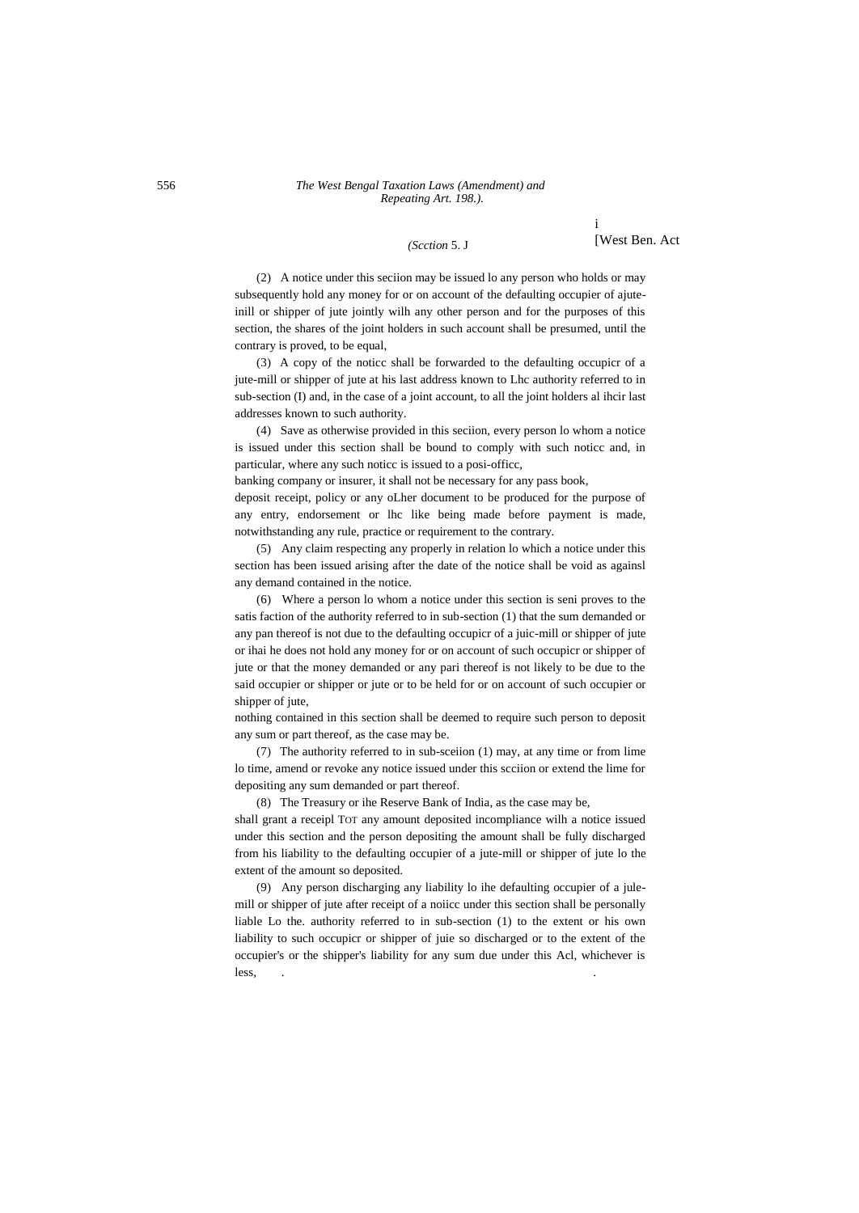(2) A notice under this seciion may be issued lo any person who holds or may subsequently hold any money for or on account of the defaulting occupier of ajute-inill or shipper of jute jointly wilh any other person and for the purposes of this section, the shares of the joint holders in such account shall be presumed, until the contrary is proved, to be equal,

(3) A copy of the noticc shall be forwarded to the defaulting occupicr of a jute-mill or shipper of jute at his last address known to Lhc authority referred to in sub-section (I) and, in the case of a joint account, to all the joint holders al ihcir last addresses known to such authority.

(4) Save as otherwise provided in this seciion, every person lo whom a notice is issued under this section shall be bound to comply with such noticc and, in particular, where any such noticc is issued to a posi-officc,

banking company or insurer, it shall not be necessary for any pass book,

deposit receipt, policy or any oLher document to be produced for the purpose of any entry, endorsement or lhc like being made before payment is made, notwithstanding any rule, practice or requirement to the contrary.

(5) Any claim respecting any properly in relation lo which a notice under this section has been issued arising after the date of the notice shall be void as againsl any demand contained in the notice.

(6) Where a person lo whom a notice under this section is seni proves to the satis faction of the authority referred to in sub-section (1) that the sum demanded or any pan thereof is not due to the defaulting occupicr of a juic-mill or shipper of jute or ihai he does not hold any money for or on account of such occupicr or shipper of jute or that the money demanded or any pari thereof is not likely to be due to the said occupier or shipper or jute or to be held for or on account of such occupier or shipper of jute,

nothing contained in this section shall be deemed to require such person to deposit any sum or part thereof, as the case may be.

(7) The authority referred to in sub-sceiion (1) may, at any time or from lime lo time, amend or revoke any notice issued under this scciion or extend the lime for depositing any sum demanded or part thereof.

(8) The Treasury or ihe Reserve Bank of India, as the case may be,

shall grant a receipl TOT any amount deposited incompliance wilh a notice issued under this section and the person depositing the amount shall be fully discharged from his liability to the defaulting occupier of a jute-mill or shipper of jute lo the extent of the amount so deposited.

(9) Any person discharging any liability lo ihe defaulting occupier of a jule-mill or shipper of jute after receipt of a noiicc under this section shall be personally liable Lo the. authority referred to in sub-section (1) to the extent or his own liability to such occupicr or shipper of juie so discharged or to the extent of the occupier's or the shipper's liability for any sum due under this Acl, whichever is less,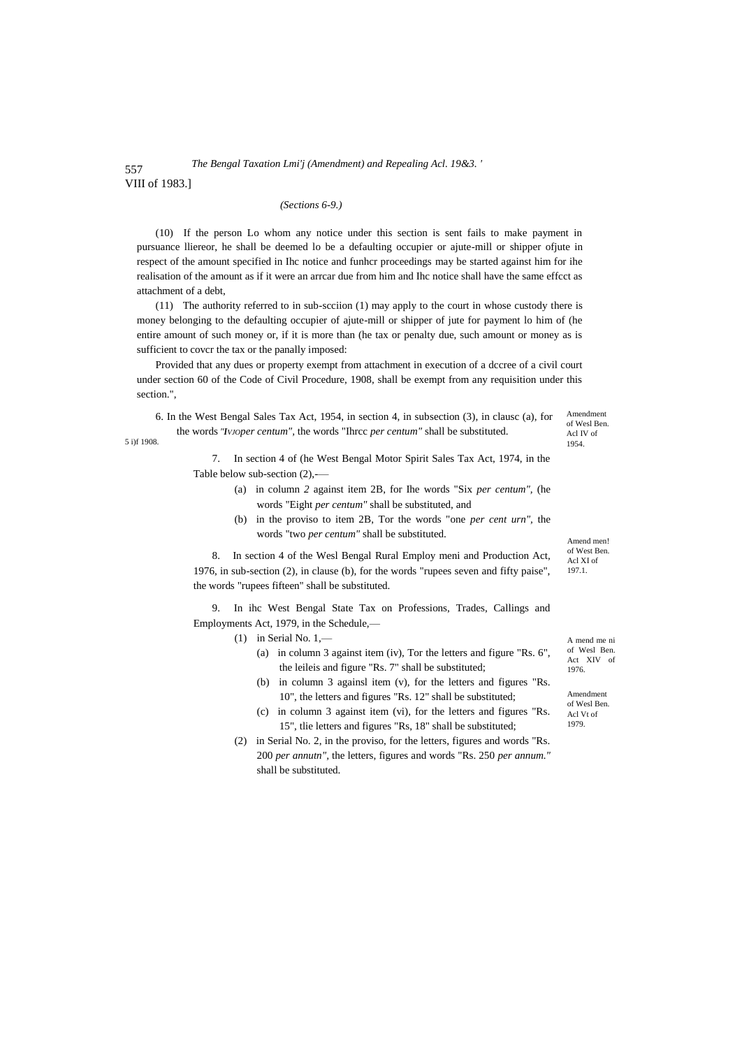*(Sections 6-9.)*

(10) If the person Lo whom any notice under this section is sent fails to make payment in pursuance lliereor, he shall be deemed lo be a defaulting occupier or ajute-mill or shipper ofjute in respect of the amount specified in Ihc notice and funhcr proceedings may be started against him for ihe realisation of the amount as if it were an arrcar due from him and Ihc notice shall have the same effcct as attachment of a debt,

(11) The authority referred to in sub-scciion (1) may apply to the court in whose custody there is money belonging to the defaulting occupier of ajute-mill or shipper of jute for payment lo him of (he entire amount of such money or, if it is more than (he tax or penalty due, such amount or money as is sufficient to covcr the tax or the panally imposed:

Provided that any dues or property exempt from attachment in execution of a dccree of a civil court under section 60 of the Code of Civil Procedure, 1908, shall be exempt from any requisition under this section.",

5 i)f 1908.

Amendment of Wesl Ben. Acl IV of 1954.

6. In the West Bengal Sales Tax Act, 1954, in section 4, in subsection (3), in clausc (a), for the words *"IVJOper centum"*, the words "Ihrcc *per centum"* shall be substituted.

7. In section 4 of (he West Bengal Motor Spirit Sales Tax Act, 1974, in the Table below sub-section (2),—

(a) in column *2* against item 2B, for Ihe words "Six *per centum"*, (he words "Eight *per centum"* shall be substituted, and

(b) in the proviso to item 2B, Tor the words "one *per cent urn"*, the words "two *per centum"* shall be substituted.

Amend men! of West Ben. Acl XI of 197.1.

8. In section 4 of the Wesl Bengal Rural Employ meni and Production Act, 1976, in sub-section (2), in clause (b), for the words "rupees seven and fifty paise", the words "rupees fifteen" shall be substituted.

A mend me ni of Wesl Ben. Act XIV of 1976.

9. In ihc West Bengal State Tax on Professions, Trades, Callings and Employments Act, 1979, in the Schedule,—

Amendment of Wesl Ben. Acl Vt of 1979.

(1) in Serial No. 1,—

(a) in column 3 against item (iv), Tor the letters and figure "Rs. 6", the leileis and figure "Rs. 7" shall be substituted;

(b) in column 3 againsl item (v), for the letters and figures "Rs. 10", the letters and figures "Rs. 12" shall be substituted;

(c) in column 3 against item (vi), for the letters and figures "Rs. 15", tlie letters and figures "Rs, 18" shall be substituted;

(2) in Serial No. 2, in the proviso, for the letters, figures and words "Rs. 200 *per annutn"*, the letters, figures and words "Rs. 250 *per annum."* shall be substituted.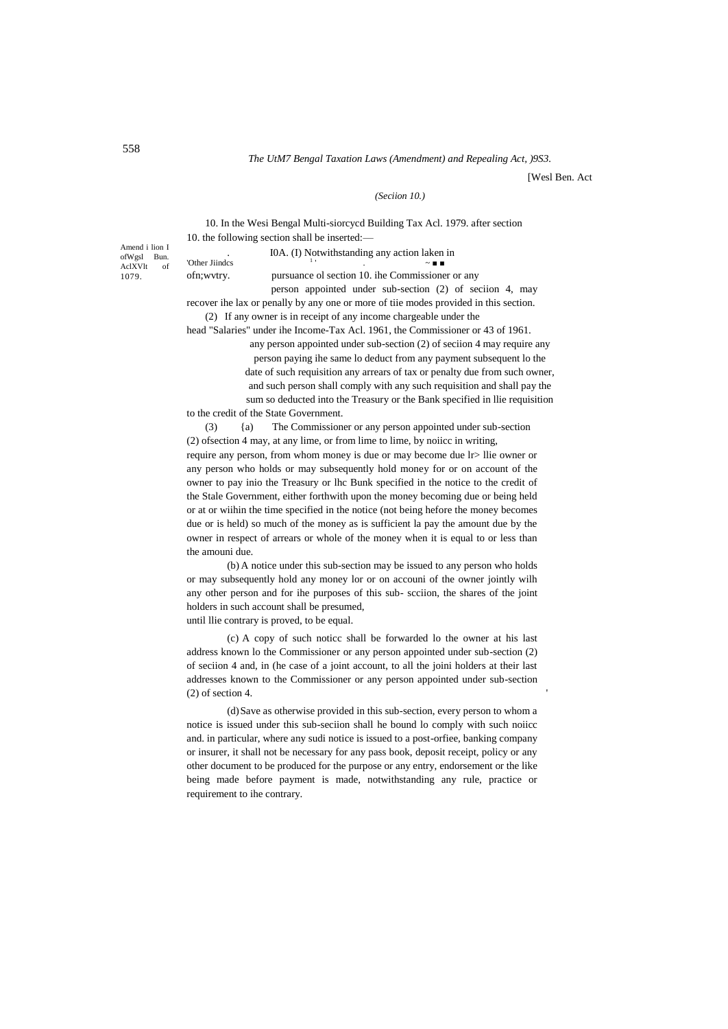[Wesl Ben. Act

*(Seciion 10.)*

10. In the Wesi Bengal Multi-siorcycd Building Tax Acl. 1979. after section 10. the following section shall be inserted:—

Amend i lion I ofWgsl Bun. AclXVlt of 1079.

'Other Jiindcs ofn;wvtry.

I0A. (I) Notwithstanding any action laken in pursuance ol section 10. ihe Commissioner or any person appointed under sub-section (2) of seciion 4, may recover ihe lax or penally by any one or more of tiie modes provided in this section.

(2) If any owner is in receipt of any income chargeable under the head "Salaries" under ihe Income-Tax Acl. 1961, the Commissioner or 43 of 1961. any person appointed under sub-section (2) of seciion 4 may require any person paying ihe same lo deduct from any payment subsequent lo the date of such requisition any arrears of tax or penalty due from such owner, and such person shall comply with any such requisition and shall pay the sum so deducted into the Treasury or the Bank specified in llie requisition to the credit of the State Government.

(3) {a) The Commissioner or any person appointed under sub-section (2) ofsection 4 may, at any lime, or from lime to lime, by noiicc in writing, require any person, from whom money is due or may become due lr> llie owner or any person who holds or may subsequently hold money for or on account of the owner to pay inio the Treasury or lhc Bunk specified in the notice to the credit of the Stale Government, either forthwith upon the money becoming due or being held or at or wiihin the time specified in the notice (not being hefore the money becomes due or is held) so much of the money as is sufficient la pay the amount due by the owner in respect of arrears or whole of the money when it is equal to or less than the amouni due.

(b) A notice under this sub-section may be issued to any person who holds or may subsequently hold any money lor or on accouni of the owner jointly wilh any other person and for ihe purposes of this sub- scciion, the shares of the joint holders in such account shall be presumed, until llie contrary is proved, to be equal.

(c) A copy of such noticc shall be forwarded lo the owner at his last address known lo the Commissioner or any person appointed under sub-section (2) of seciion 4 and, in (he case of a joint account, to all the joini holders at their last addresses known to the Commissioner or any person appointed under sub-section (2) of section 4.

(d) Save as otherwise provided in this sub-section, every person to whom a notice is issued under this sub-seciion shall he bound lo comply with such noiicc and. in particular, where any sudi notice is issued to a post-orfiee, banking company or insurer, it shall not be necessary for any pass book, deposit receipt, policy or any other document to be produced for the purpose or any entry, endorsement or the like being made before payment is made, notwithstanding any rule, practice or requirement to ihe contrary.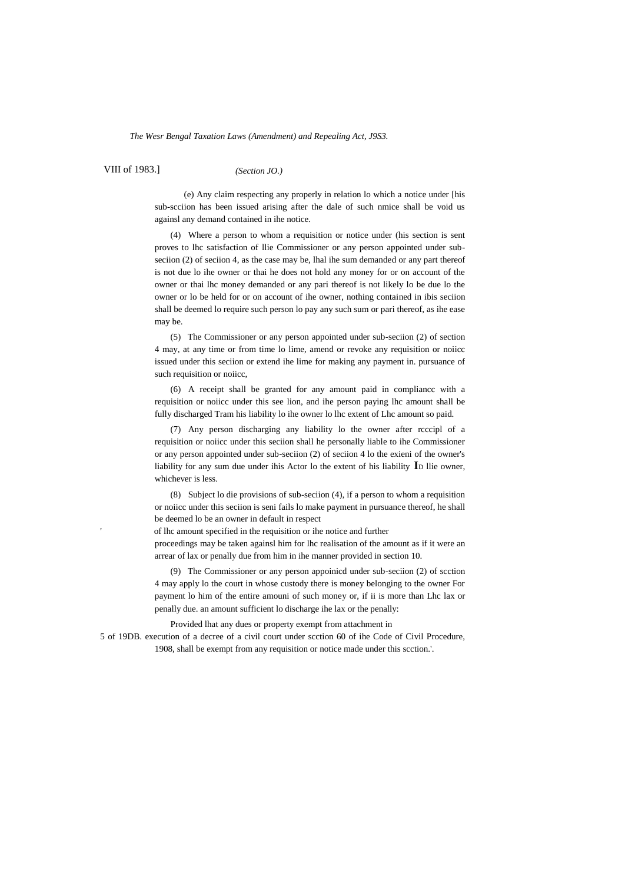(e) Any claim respecting any properly in relation lo which a notice under [his sub-scciion has been issued arising after the dale of such nmice shall be void us againsl any demand contained in ihe notice.

(4) Where a person to whom a requisition or notice under (his section is sent proves to lhc satisfaction of llie Commissioner or any person appointed under sub-seciion (2) of seciion 4, as the case may be, lhal ihe sum demanded or any part thereof is not due lo ihe owner or thai he does not hold any money for or on account of the owner or thai lhc money demanded or any pari thereof is not likely lo be due lo the owner or lo be held for or on account of ihe owner, nothing contained in ibis seciion shall be deemed lo require such person lo pay any such sum or pari thereof, as ihe ease may be.

(5) The Commissioner or any person appointed under sub-seciion (2) of section 4 may, at any time or from time lo lime, amend or revoke any requisition or noiicc issued under this seciion or extend ihe lime for making any payment in. pursuance of such requisition or noiicc,

(6) A receipt shall be granted for any amount paid in compliancc with a requisition or noiicc under this see lion, and ihe person paying lhc amount shall be fully discharged Tram his liability lo ihe owner lo lhc extent of Lhc amount so paid.

(7) Any person discharging any liability lo the owner after rcccipl of a requisition or noiicc under this seciion shall he personally liable to ihe Commissioner or any person appointed under sub-seciion (2) of seciion 4 lo the exieni of the owner's liability for any sum due under ihis Actor lo the extent of his liability ID llie owner, whichever is less.

(8) Subject lo die provisions of sub-seciion (4), if a person to whom a requisition or noiicc under this seciion is seni fails lo make payment in pursuance thereof, he shall be deemed lo be an owner in default in respect of lhc amount specified in the requisition or ihe notice and further proceedings may be taken againsl him for lhc realisation of the amount as if it were an arrear of lax or penalty due from him in ihe manner provided in section 10.

(9) The Commissioner or any person appoinicd under sub-seciion (2) of scction 4 may apply lo the court in whose custody there is money belonging to the owner For payment lo him of the entire amouni of such money or, if ii is more than Lhc lax or penalty due. an amount sufficient lo discharge ihe lax or the penalty:

Provided lhat any dues or property exempt from attachment in execution of a decree of a civil court under scction 60 of ihe Code of Civil Procedure, 1908, shall be exempt from any requisition or notice made under this scction.'.

5 of 19DB.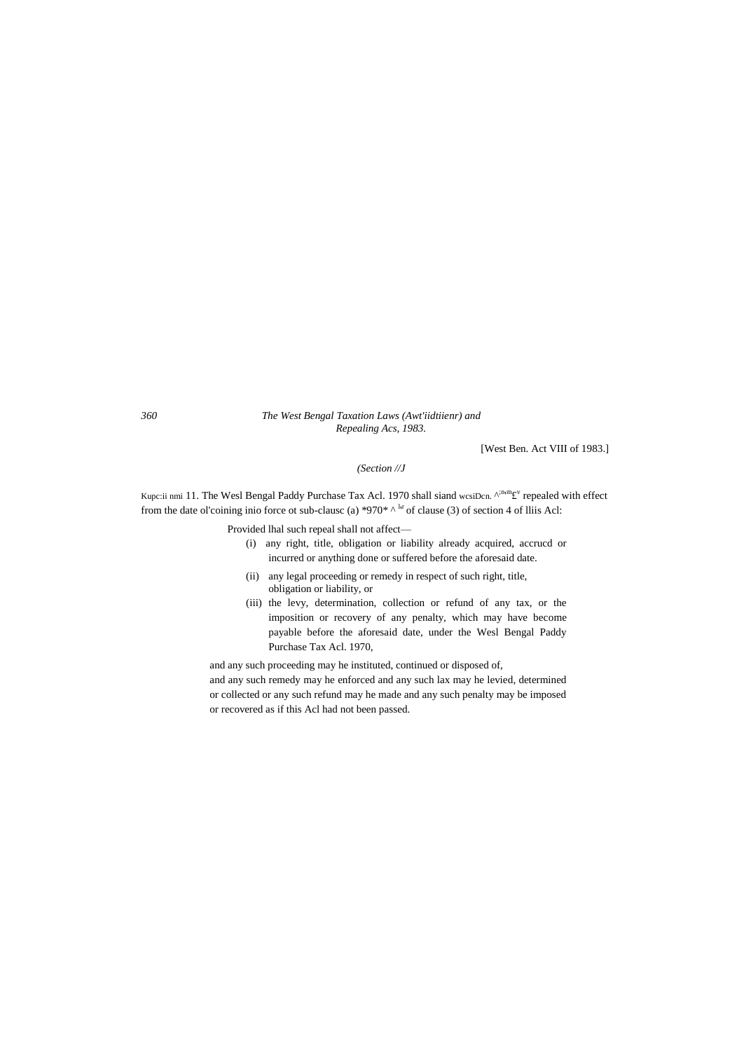[West Ben. Act VIII of 1983.]

*(Section //J*

Kupc:ii nmi 11. The Wesl Bengal Paddy Purchase Tax Acl. 1970 shall siand wcsiDcn. ^;n»m£v repealed with effect from the date ol'coining inio force ot sub-clausc (a) *970* ^ hr of clause (3) of section 4 of lliis Acl:

Provided lhal such repeal shall not affect—

(i) any right, title, obligation or liability already acquired, accrucd or incurred or anything done or suffered before the aforesaid date.

(ii) any legal proceeding or remedy in respect of such right, title, obligation or liability, or

(iii) the levy, determination, collection or refund of any tax, or the imposition or recovery of any penalty, which may have become payable before the aforesaid date, under the Wesl Bengal Paddy Purchase Tax Acl. 1970,

and any such proceeding may he instituted, continued or disposed of, and any such remedy may he enforced and any such lax may he levied, determined or collected or any such refund may he made and any such penalty may be imposed or recovered as if this Acl had not been passed.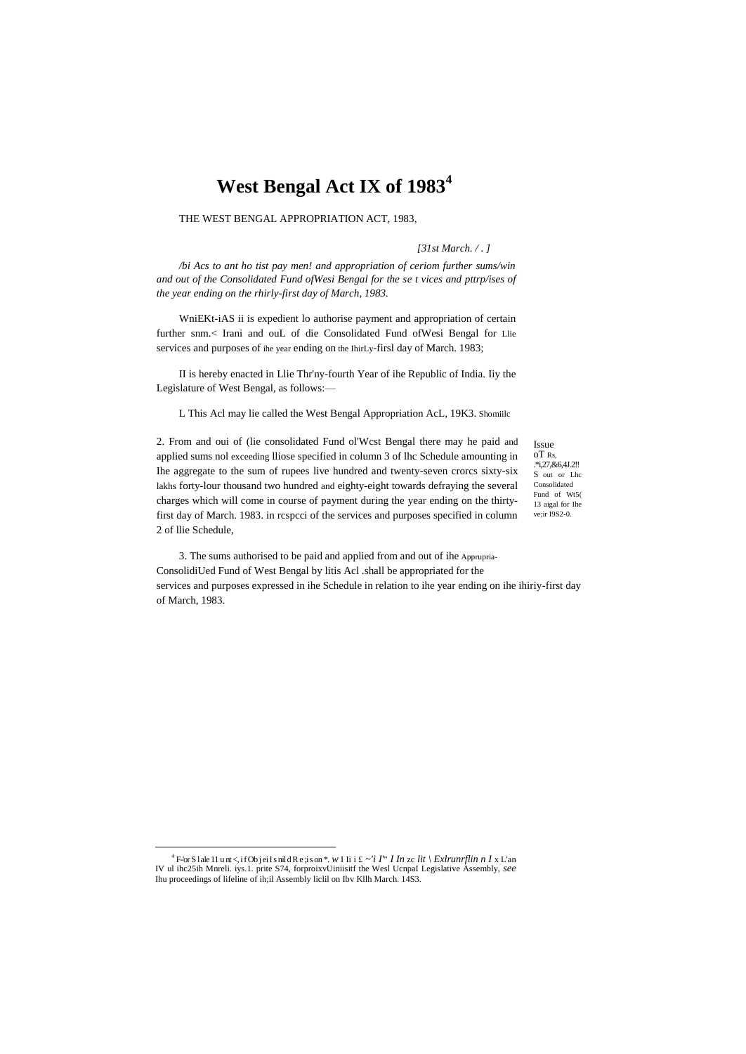# West Bengal Act IX of 1983[4]

THE WEST BENGAL APPROPRIATION ACT, 1983,

*[31st March. / . ]*

*/bi Acs to ant ho tist pay men! and appropriation of ceriom further sums/win and out of the Consolidated Fund ofWesi Bengal for the se t vices and pttrp/ises of the year ending on the rhirly-first day of March, 1983.*

WniEKt-iAS ii is expedient lo authorise payment and appropriation of certain further snm.< Irani and ouL of die Consolidated Fund ofWesi Bengal for Llie services and purposes of ihe year ending on the IhirLy-firsl day of March. 1983;

II is hereby enacted in Llie Thr'ny-fourth Year of ihe Republic of India. Iiy the Legislature of West Bengal, as follows:—

L This Acl may lie called the West Bengal Appropriation AcL, 19K3. Shomiilc

2. From and oui of (lie consolidated Fund ol'Wcst Bengal there may he paid and applied sums nol exceeding lliose specified in column 3 of lhc Schedule amounting in Ihe aggregate to the sum of rupees live hundred and twenty-seven crorcs sixty-six lakhs forty-lour thousand two hundred and eighty-eight towards defraying the several charges which will come in course of payment during the year ending on the thirty-first day of March. 1983. in rcspcci of the services and purposes specified in column 2 of llie Schedule,

Issue oT Rs, .*i,27,&6,4J.2!! S out or Lhc Consolidated Fund of Wt5( 13 aigal for Ihe ve;ir I9S2-0.

3. The sums authorised to be paid and applied from and out of ihe ConsolidiUed Fund of West Bengal by litis Acl .shall be appropriated for the services and purposes expressed in ihe Schedule in relation to ihe year ending on ihe ihiriy-first day of March, 1983.

Apprupria-

---

[4] F-'or S lale 11 u nt <, i f Ob j ei I s nil d R e ;is on *. *w* I Ii i £ *~'i I'" I In* zc *lit \ Exlrunrflin n I* x L'an IV ul ihc25ih Mnreli. iys.1. prite S74, forproixvUiniisitf the Wesl UcnpaI Legislative Assembly, *see* Ihu proceedings of lifeline of ih;il Assembly liclil on Ibv Kllh March. 14S3.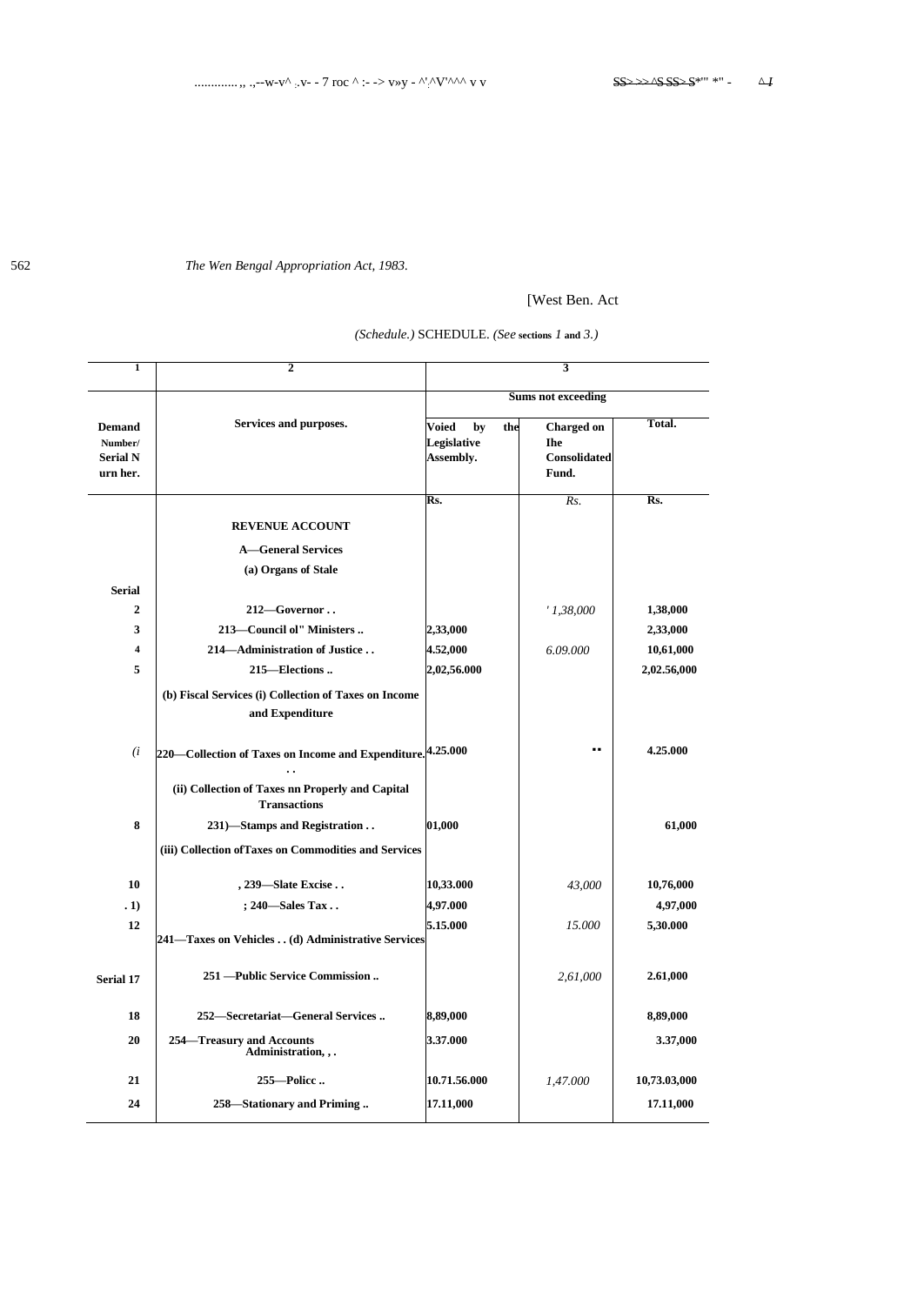*The Wen Bengal Appropriation Act, 1983.*

[West Ben. Act

*(Schedule.)* SCHEDULE. *(See sections 1 and 3.)*

| 1 | 2 | 3 | | |
|---|---|---|---|---|
| | | Sums not exceeding | | |
| **Demand Number/ Serial N urn her.** | **Services and purposes.** | **Voied by the Legislative Assembly.** | **Charged on Ihe Consolidated Fund.** | **Total.** |
| | | Rs. | *Rs.* | Rs. |
| | **REVENUE ACCOUNT** | | | |
| | **A—General Services** | | | |
| | **(a) Organs of Stale** | | | |
| **Serial** | | | | |
| **2** | **212—Governor . .** | | *' 1,38,000* | **1,38,000** |
| **3** | **213—Council ol" Ministers ..** | **2,33,000** | | **2,33,000** |
| **4** | **214—Administration of Justice . .** | **4.52,000** | *6.09.000* | **10,61,000** |
| **5** | **215—Elections ..** | **2,02,56.000** | | **2,02.56,000** |
| | **(b) Fiscal Services (i) Collection of Taxes on Income and Expenditure** | | | |
| *(i* | **220—Collection of Taxes on Income and Expenditure. . .** | **4.25.000** | .. | **4.25.000** |
| | **(ii) Collection of Taxes nn Properly and Capital Transactions** | | | |
| **8** | **231)—Stamps and Registration . .** | **01,000** | | **61,000** |
| | **(iii) Collection ofTaxes on Commodities and Services** | | | |
| **10** | **, 239—Slate Excise . .** | **10,33.000** | *43,000* | **10,76,000** |
| **. 1)** | **; 240—Sales Tax . .** | **4,97.000** | | **4,97,000** |
| **12** | **241—Taxes on Vehicles . . (d) Administrative Services** | **5.15.000** | *15.000* | **5,30.000** |
| **Serial 17** | **251 —Public Service Commission ..** | | *2,61,000* | **2.61,000** |
| **18** | **252—Secretariat—General Services ..** | **8,89,000** | | **8,89,000** |
| **20** | **254—Treasury and Accounts Administration, , .** | **3.37.000** | | **3.37,000** |
| **21** | **255—Policc ..** | **10.71.56.000** | *1,47.000* | **10,73.03,000** |
| **24** | **258—Stationary and Priming ..** | **17.11,000** | | **17.11,000** |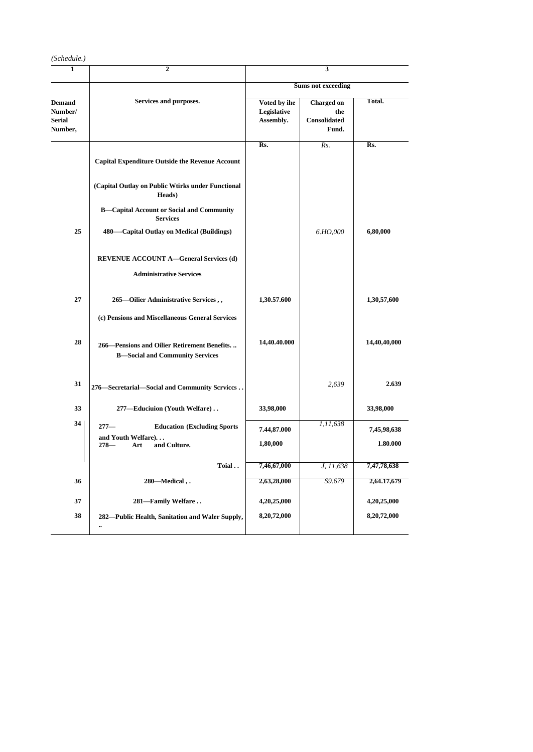*(Schedule.)*

| 1 | 2 | 3 | | |
|---|---|---|---|---|
| | | Sums not exceeding | | |
| Demand Number/ Serial Number, | Services and purposes. | Voted by ihe Legislative Assembly. | Charged on the Consolidated Fund. | Total. |
| | | Rs. | *Rs.* | Rs. |
| | **Capital Expenditure Outside the Revenue Account** | | | |
| | **(Capital Outlay on Public Wtirks under Functional Heads)** | | | |
| | **B—Capital Account or Social and Community Services** | | | |
| 25 | **480—-Capital Outlay on Medical (Buildings)** | | *6.HO,000* | 6,80,000 |
| | **REVENUE ACCOUNT A—General Services (d)** | | | |
| | **Administrative Services** | | | |
| 27 | **265—Oilier Administrative Services , ,** | 1,30.57.600 | | 1,30,57,600 |
| | **(c) Pensions and Miscellaneous General Services** | | | |
| 28 | **266—Pensions and Oilier Retirement Benefits. ..** | 14,40.40.000 | | 14,40,40,000 |
| | **B—Social and Community Services** | | | |
| 31 | **276—Secretarial—Social and Community Scrviccs . .** | | *2,639* | 2.639 |
| 33 | **277—Educiuion (Youth Welfare) . .** | 33,98,000 | | 33,98,000 |
| 34 | **277— Education (Excluding Sports and Youth Welfare). . .** | 7.44,87.000 | *1,11,638* | 7,45,98,638 |
| | **278— Art and Culture.** | 1,80,000 | | 1.80.000 |
| | **Toial . .** | 7,46,67,000 | *J, 11,638* | 7,47,78,638 |
| 36 | **280—Medical , .** | 2,63,28,000 | *S9.679* | 2,64.17,679 |
| 37 | **281—Family Welfare . .** | 4,20,25,000 | | 4,20,25,000 |
| 38 | **282—Public Health, Sanitation and Waler Supply, ..** | 8,20,72,000 | | 8,20,72,000 |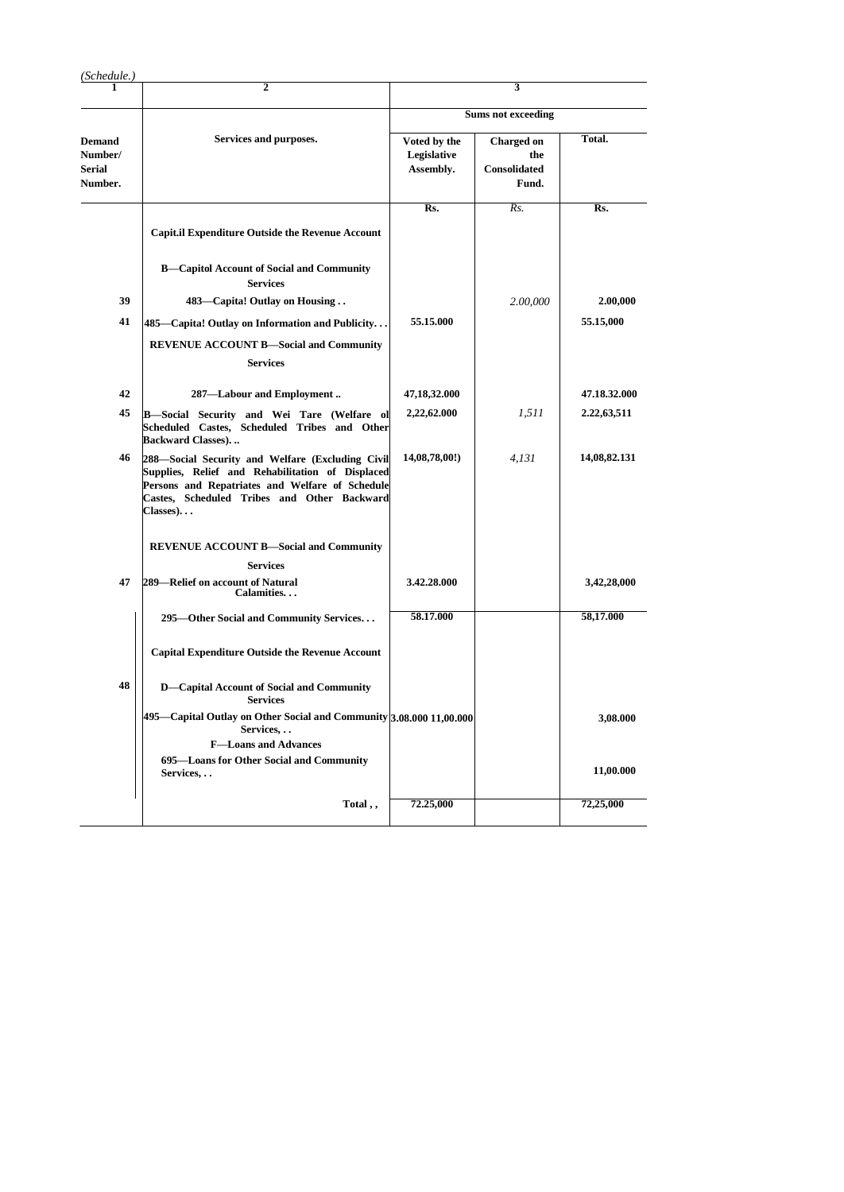*(Schedule.)*

| 1 | 2 | 3 | | |
|---|---|---|---|---|
| | | Sums not exceeding | | |
| **Demand Number/ Serial Number.** | **Services and purposes.** | **Voted by the Legislative Assembly.** | **Charged on the Consolidated Fund.** | **Total.** |
| | | **Rs.** | *Rs.* | **Rs.** |
| | **Capit.il Expenditure Outside the Revenue Account** | | | |
| | **B—Capitol Account of Social and Community Services** | | | |
| **39** | **483—Capita! Outlay on Housing . .** | | *2.00,000* | **2.00,000** |
| **41** | **485—Capita! Outlay on Information and Publicity. . .** | **55.15.000** | | **55.15,000** |
| | **REVENUE ACCOUNT B—Social and Community Services** | | | |
| **42** | **287—Labour and Employment ..** | **47,18,32.000** | | **47.18.32.000** |
| **45** | **B—Social Security and Wei Tare (Welfare ol Scheduled Castes, Scheduled Tribes and Other Backward Classes). ..** | **2,22,62.000** | *1,511* | **2.22,63,511** |
| **46** | **288—Social Security and Welfare (Excluding Civil Supplies, Relief and Rehabilitation of Displaced Persons and Repatriates and Welfare of Schedule Castes, Scheduled Tribes and Other Backward Classes). . .** | **14,08,78,00!)** | *4,131* | **14,08,82.131** |
| | **REVENUE ACCOUNT B—Social and Community Services** | | | |
| **47** | **289—Relief on account of Natural Calamities. . .** | **3.42.28.000** | | **3,42,28,000** |
| | **295—Other Social and Community Services. . .** | **58.17.000** | | **58,17.000** |
| | **Capital Expenditure Outside the Revenue Account** | | | |
| **48** | **D—Capital Account of Social and Community Services** | | | |
| | **495—Capital Outlay on Other Social and Community Services, . .** | **3.08.000 11,00.000** | | **3,08.000** |
| | **F—Loans and Advances** | | | |
| | **695—Loans for Other Social and Community Services, . .** | | | **11,00.000** |
| | **Total , ,** | **72.25,000** | | **72,25,000** |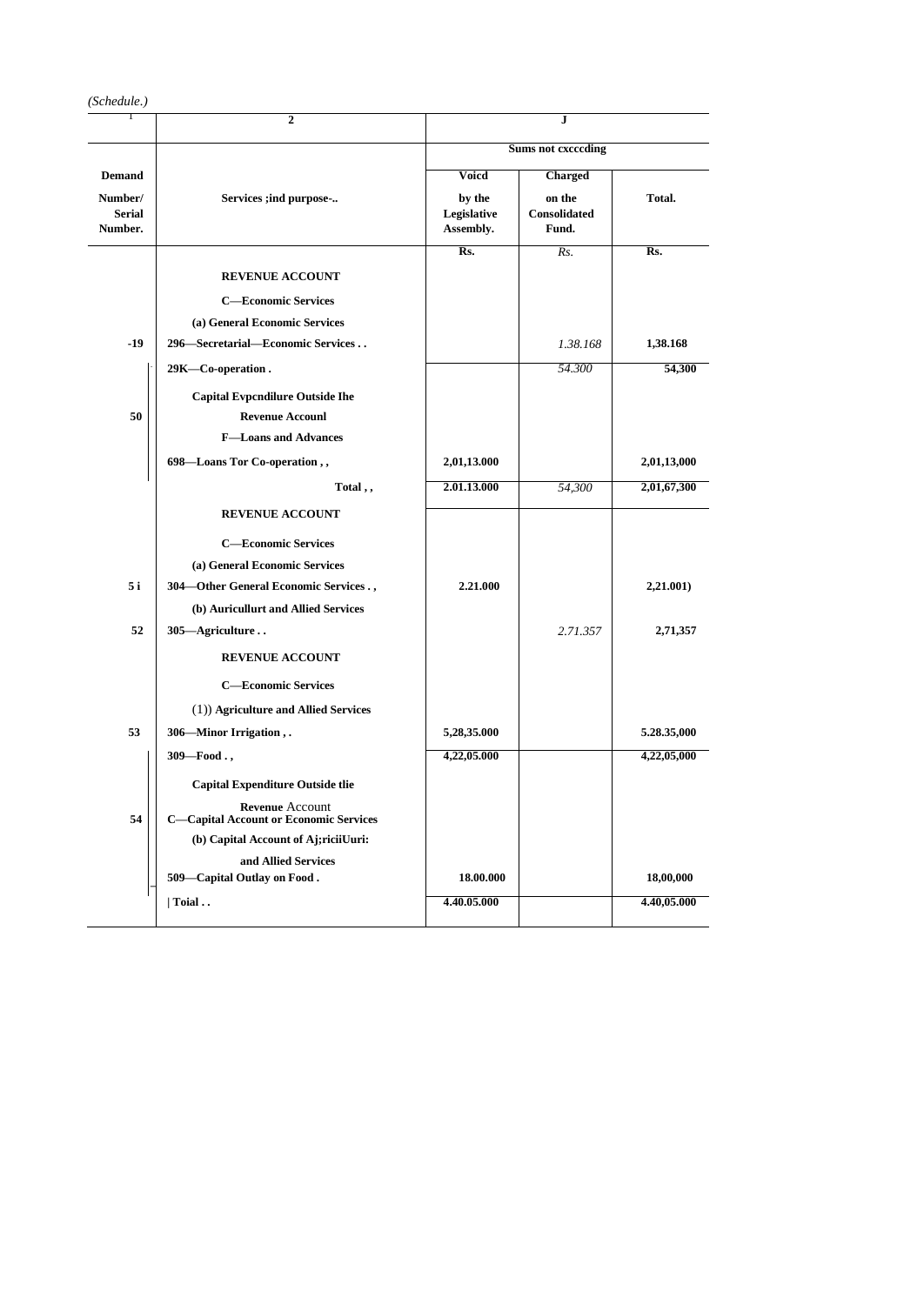*(Schedule.)*

| 1 | 2 | J | | |
|---|---|---|---|---|
| | | Sums not cxcccding | | |
| **Demand Number/ Serial Number.** | **Services ;ind purpose-..** | **Voicd by the Legislative Assembly.** | **Charged on the Consolidated Fund.** | **Total.** |
| | | **Rs.** | *Rs.* | **Rs.** |
| | **REVENUE ACCOUNT** | | | |
| | **C—Economic Services** | | | |
| | **(a) General Economic Services** | | | |
| **-19** | **296—Secretarial—Economic Services . .** | | *1.38.168* | **1,38.168** |
| | **29K—Co-operation .** | | *54.300* | **54,300** |
| | **Capital Evpcndilure Outside Ihe** | | | |
| **50** | **Revenue Accounl** | | | |
| | **F—Loans and Advances** | | | |
| | **698—Loans Tor Co-operation , ,** | **2,01,13.000** | | **2,01,13,000** |
| | **Total , ,** | **2.01.13.000** | *54,300* | **2,01,67,300** |
| | **REVENUE ACCOUNT** | | | |
| | **C—Economic Services** | | | |
| | **(a) General Economic Services** | | | |
| **5 i** | **304—Other General Economic Services . ,** | **2.21.000** | | **2,21.001)** |
| | **(b) Auricullurt and Allied Services** | | | |
| **52** | **305—Agriculture . .** | | *2.71.357* | **2,71,357** |
| | **REVENUE ACCOUNT** | | | |
| | **C—Economic Services** | | | |
| | (1)) **Agriculture and Allied Services** | | | |
| **53** | **306—Minor Irrigation , .** | **5,28,35.000** | | **5.28.35,000** |
| | **309—Food . ,** | **4,22,05.000** | | **4,22,05,000** |
| | **Capital Expenditure Outside tlie** | | | |
| **54** | **Revenue** Account **C—Capital Account or Economic Services** | | | |
| | **(b) Capital Account of Aj;riciiUuri: and Allied Services** | | | |
| | **509—Capital Outlay on Food .** | **18.00.000** | | **18,00,000** |
| | **Toial . .** | **4.40.05.000** | | **4.40,05.000** |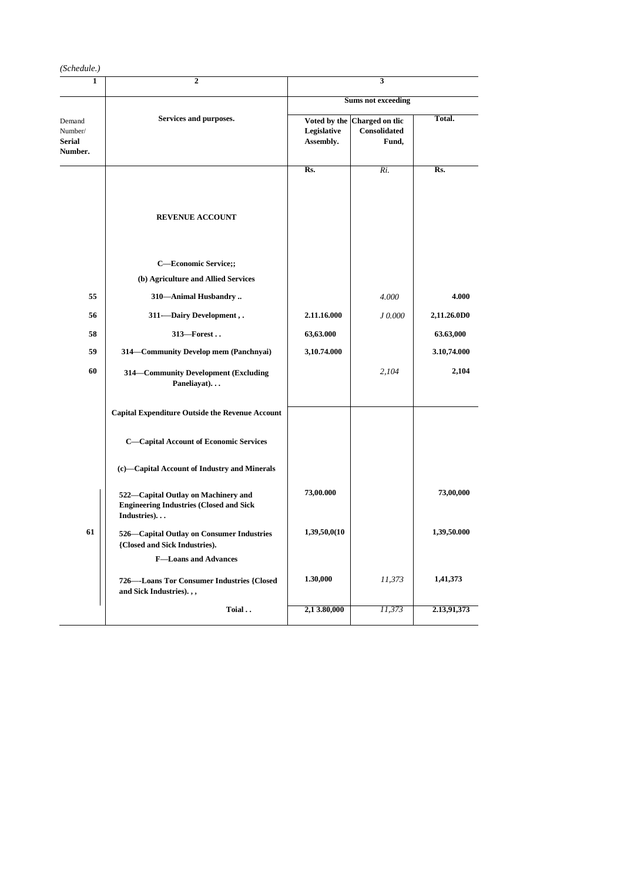*(Schedule.)*

| 1 | 2 | 3 | | |
|---|---|---|---|---|
| | | Sums not exceeding | | |
| Demand Number/ **Serial Number.** | **Services and purposes.** | **Voted by the Legislative Assembly.** | **Charged on tlic Consolidated Fund,** | **Total.** |
| | | **Rs.** | *Ri.* | **Rs.** |
| | **REVENUE ACCOUNT** | | | |
| | **C—Economic Service;;** | | | |
| | **(b) Agriculture and Allied Services** | | | |
| **55** | **310—Animal Husbandry ..** | | *4.000* | **4.000** |
| **56** | **311-—Dairy Development , .** | **2.11.16.000** | *J 0.000* | **2,11.26.0D0** |
| **58** | **313—Forest . .** | **63,63.000** | | **63.63,000** |
| **59** | **314—Community Develop mem (Panchnyai)** | **3,10.74.000** | | **3.10,74.000** |
| **60** | **314—Community Development (Excluding Paneliayat). . .** | | *2,104* | **2,104** |
| | **Capital Expenditure Outside the Revenue Account** | | | |
| | **C—Capital Account of Economic Services** | | | |
| | **(c)—Capital Account of Industry and Minerals** | | | |
| | **522—Capital Outlay on Machinery and Engineering Industries (Closed and Sick Industries). . .** | **73,00.000** | | **73,00,000** |
| **61** | **526—Capital Outlay on Consumer Industries {Closed and Sick Industries).** | **1,39,50,0(10** | | **1,39,50.000** |
| | **F—Loans and Advances** | | | |
| | **726—-Loans Tor Consumer Industries {Closed and Sick Industries). , ,** | **1.30,000** | *11,373* | **1,41,373** |
| | **Toial . .** | **2,1 3.80,000** | *11,373* | **2.13,91,373** |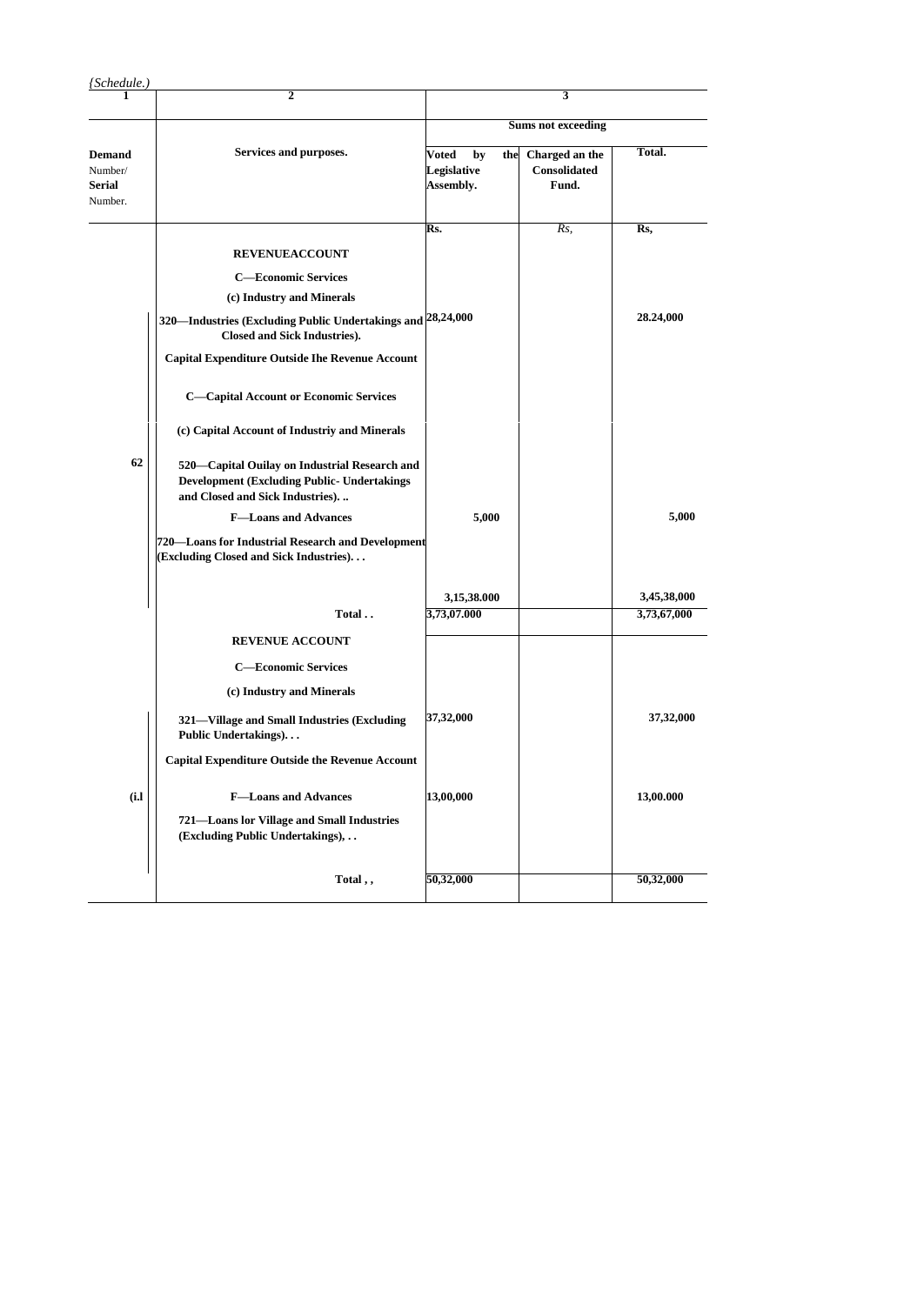*{Schedule.)*

| 1 | 2 | 3 | | |
|---|---|---|---|---|
| | | Sums not exceeding | | |
| **Demand** Number/ **Serial** Number. | **Services and purposes.** | **Voted by the Legislative Assembly.** | **Charged an the Consolidated Fund.** | **Total.** |
| | | **Rs.** | *Rs,* | **Rs,** |
| | **REVENUEACCOUNT** | | | |
| | **C—Economic Services** | | | |
| | **(c) Industry and Minerals** | | | |
| | **320—Industries (Excluding Public Undertakings and Closed and Sick Industries).** | **28,24,000** | | **28.24,000** |
| | **Capital Expenditure Outside Ihe Revenue Account** | | | |
| | **C—Capital Account or Economic Services** | | | |
| | **(c) Capital Account of Industriy and Minerals** | | | |
| **62** | **520—Capital Ouilay on Industrial Research and Development (Excluding Public- Undertakings and Closed and Sick Industries). ..** | | | |
| | **F—Loans and Advances** | **5,000** | | **5,000** |
| | **720—Loans for Industrial Research and Development (Excluding Closed and Sick Industries). . .** | | | |
| | | **3,15,38.000** | | **3,45,38,000** |
| | **Total . .** | **3,73,07.000** | | **3,73,67,000** |
| | **REVENUE ACCOUNT** | | | |
| | **C—Economic Services** | | | |
| | **(c) Industry and Minerals** | | | |
| | **321—Village and Small Industries (Excluding Public Undertakings). . .** | **37,32,000** | | **37,32,000** |
| | **Capital Expenditure Outside the Revenue Account** | | | |
| **(i.l** | **F—Loans and Advances** | **13,00,000** | | **13,00.000** |
| | **721—Loans lor Village and Small Industries (Excluding Public Undertakings), . .** | | | |
| | **Total , ,** | **50,32,000** | | **50,32,000** |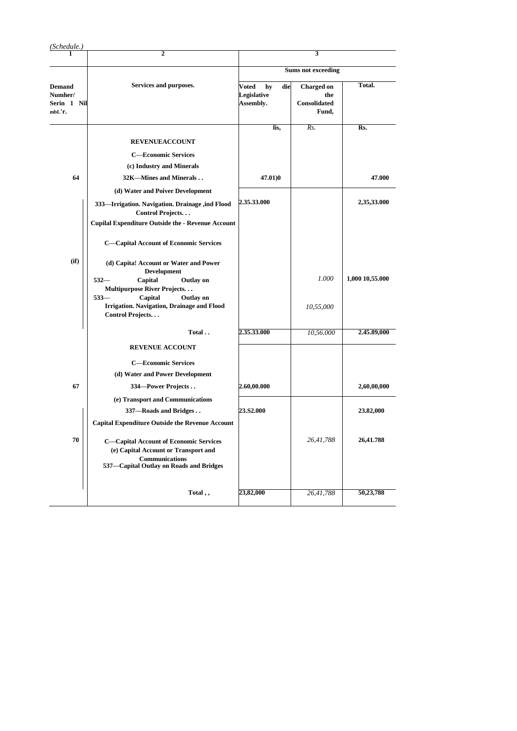*(Schedule.)*

| 1 | 2 | 3 | | |
|---|---|---|---|---|
| | | Sums not exceeding | | |
| **Demand Numher/ Serin 1 Nil mbL'r.** | **Services and purposes.** | **Voted hy die Legislative Assembly.** | **Charged on the Consolidated Fund,** | **Total.** |
| | | lis, | *Rs.* | **Rs.** |
| | **REVENUEACCOUNT** | | | |
| | **C—Economic Services** | | | |
| | **(c) Industry and Minerals** | | | |
| **64** | **32K—Mines and Minerals . .** | **47.01)0** | | **47.000** |
| | **(d) Water and Poiver Development** | | | |
| | **333—Irrigation. Navigation. Drainage ,ind Flood Control Projects. . .** | **2.35.33.000** | | **2,35,33.000** |
| | **Cupilal Expenditure Outside the - Revenue Account** | | | |
| | **C—Capital Account of Economic Services** | | | |
| **(if)** | **(d) Capita! Account or Water and Power Development** | | | |
| | **532— Capital Outlay on Multipurpose River Projects. . .** | | *1.000* | **1,000 10,55.000** |
| | **533— Capital Outlay on Irrigation. Navigation, Drainage and Flood Control Projects. . .** | | *10,55,000* | |
| | **Total . .** | **2.35.33.000** | *10,56.000* | **2.45.89,000** |
| | **REVENUE ACCOUNT** | | | |
| | **C—Economic Services** | | | |
| | **(d) Water and Power Development** | | | |
| **67** | **334—Power Projects . .** | **2.60,00.000** | | **2,60,00,000** |
| | **(e) Transport and Communications** | | | |
| | **337—Roads and Bridges . .** | **23.S2.000** | | **23.82,000** |
| | **Capital Expenditure Outside the Revenue Account** | | | |
| **70** | **C—Capital Account of Economic Services (e) Capital Account or Transport and Communications 537—Capital Outlay on Roads and Bridges** | | *26,41,788* | **26,41.788** |
| | **Total , ,** | **23,82,000** | *26,41,788* | **50,23,788** |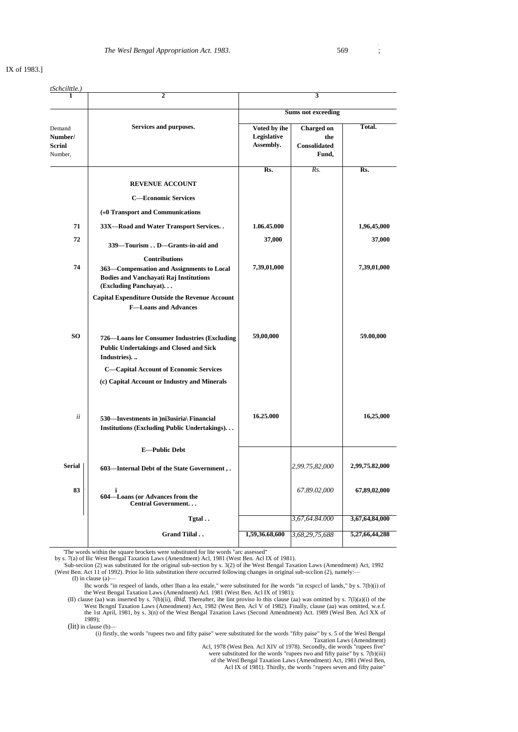IX of 1983.]

*(Schedule.)*

| 1 | 2 | 3 | | |
|---|---|---|---|---|
| | | Sums not exceeding | | |
| Demand Number/ Serial Number, | **Services and purposes.** | **Voted by the Legislative Assembly.** | **Charged on the Consolidated Fund,** | **Total.** |
| | | **Rs.** | *Rs.* | **Rs.** |
| | **REVENUE ACCOUNT** | | | |
| | **C—Economic Services** | | | |
| | **(«0 Transport and Communications** | | | |
| **71** | **33X—Road and Water Transport Services. .** | **1.06.45.000** | | **1,96,45,000** |
| **72** | **339—Tourism . . D—Grants-in-aid and Contributions** | **37,000** | | **37,000** |
| **74** | **363—Compensation and Assignments to Local Bodies and Vanchayati Raj Institutions (Excluding Panchayat). . .** | **7,39,01,000** | | **7,39,01,000** |
| | **Capital Expenditure Outside the Revenue Account** | | | |
| | **F—Loans and Advances** | | | |
| **SO** | **726—Loans lor Consumer Industries (Excluding Public Undertakings and Closed and Sick Industries). ..** | **59,00,000** | | **59.00,000** |
| | **C—Capital Account of Economic Services** | | | |
| | **(c) Capital Account or Industry and Minerals** | | | |
| *ii* | **530—Investments in )ni3usiria\ Financial Institutions (Excluding Public Undertakings). . .** | **16.25.000** | | **16,25,000** |
| | **E—Public Debt** | | | |
| **Serial** | **603—Internal Debt of the State Government , .** | | *2,99.75,82,000* | **2,99,75.82,000** |
| **83** | **604—Loans (or Advances from the Central Government. . .** | | *67.89.02,000* | **67,89,02,000** |
| | **Tgtal . .** | | *3,67,64.84.000* | **3,67,64,84,000** |
| | **Grand Tiilal . .** | **1,59,36.68,600** | *3,68,29,75,688* | **5,27,66,44,288** |

'The words within the square brockets were substituted for lite words "arc assessed" by s. 7(a) of llic West Bengal Taxation Laws (Amendment) Acl, 1981 (West Ben. Acl IX of 1981).

:Sub-seciion (2) was substituted for the original sub-section by s. 3(2) of ihe West Bengal Taxation Laws (Amendment) Act, 1992 (West Ben. Act 11 of 1992). Prior lo litis substitution there occurred following changes in original sub-scclion (2), namely:—

(I) in clause (a)—

Ihc words "in respeel of lands, other Ihan a lea estale," were substituted for ihe words "in rcspccl of lands," by s. 7(b)(i) of the West Bengal Taxation Laws (Amendment) Acl. 1981 (West Ben. Acl IX of 1981);

(II) clause (aa) was inserted by s. 7(b)(ii), *ibid.* Thereafter, ihe lint proviso lo this clause (aa) was omitted by s. 7(l)(a)(i) of the West Bcngnl Taxation Laws (Amendment) Act, 1982 (West Ben. Acl V of 1982). Finally, clause (aa) was omitted, w.e.f. the 1st April, 1981, by s. 3(n) of the West Bengal Taxation Laws (Second Amendment) Act. 1989 (Wesl Ben. Acl XX of 1989);

(lit) in clause (b)—

(i) firstly, the words "rupees two and fifty paise" were substituted for the words "fifty paise" by s. 5 of the Wesl Bengal Taxation Laws (Amendment) Acl, 1978 (West Ben. Acl XIV of 1978). Secondly, die words "rupees five" were substituted for the words "rupees two and fifty paise" by s. 7(b)(iii) of the Wesl Bengal Taxation Laws (Amendment) Act, 1981 (Wesl Ben, Acl IX of 1981). Thirdly, the words "rupees seven and fifty paise"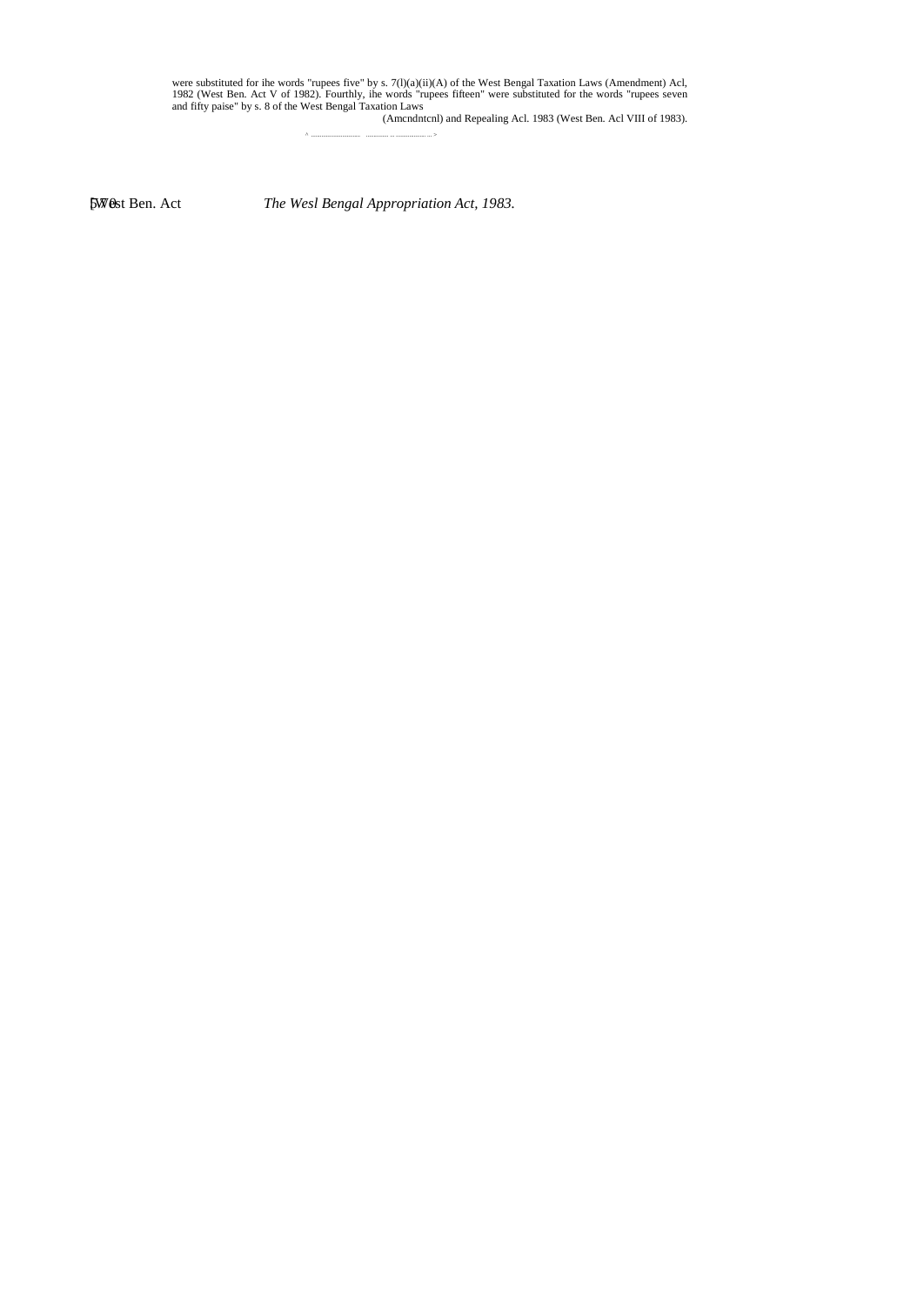were substituted for ihe words "rupees five" by s. 7(l)(a)(ii)(A) of the West Bengal Taxation Laws (Amendment) Acl, 1982 (West Ben. Act V of 1982). Fourthly, ihe words "rupees fifteen" were substituted for the words "rupees seven and fifty paise" by s. 8 of the West Bengal Taxation Laws (Amcndntcnl) and Repealing Acl. 1983 (West Ben. Acl VIII of 1983).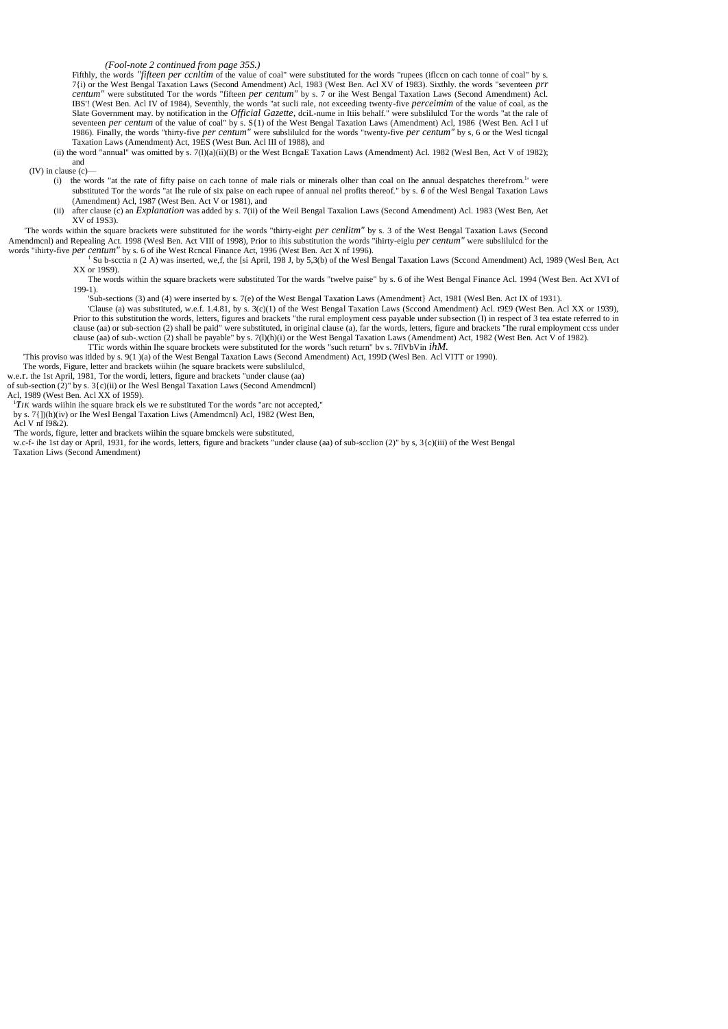*(Fool-note 2 continued from page 35S.)*

Fifthly, the words *"fifteen per ccnltim* of the value of coal" were substituted for the words "rupees (iflccn on cach tonne of coal" by s. 7{i) or the West Bengal Taxation Laws (Second Amendment) Acl, 1983 (West Ben. Acl XV of 1983). Sixthly. the words "seventeen *prr centum"* were substituted Tor the words "fifteen *per centum"* by s. 7 or ihe West Bengal Taxation Laws (Second Amendment) Acl. IBS'! (West Ben. Acl IV of 1984), Seventhly, the words "at sucli rale, not exceeding twenty-five *perceimim* of the value of coal, as the Slate Government may. by notification in the *Official Gazette,* dciL-nume in Itiis behalf." were subslilulcd Tor the words "at the rale of seventeen *per centum* of the value of coal" by s. S{1) of the West Bengal Taxation Laws (Amendment) Acl, 1986 {West Ben. Acl I uf 1986). Finally, the words "thirty-five *per centum"* were subslilulcd for the words "twenty-five *per centum"* by s, 6 or the Wesl ticngal Taxation Laws (Amendment) Act, 19ES (West Bun. Acl III of 1988), and

(ii) the word "annual" was omitted by s. 7(l)(a)(ii)(B) or the West BcngaE Taxation Laws (Amendment) Acl. 1982 (Wesl Ben, Act V of 1982); and

(IV) in clause (c)—

(i) the words "at the rate of fifty paise on cach tonne of male rials or minerals olher than coal on Ihe annual despatches therefrom.[1]' were substituted Tor the words "at Ihe rule of six paise on each rupee of annual nel profits thereof." by s. *6* of the Wesl Bengal Taxation Laws (Amendment) Acl, 1987 (West Ben. Act V or 1981), and

(ii) after clause (c) an *Explanation* was added by s. 7(ii) of the Weil Bengal Taxalion Laws (Second Amendment) Acl. 1983 (West Ben, Aet XV of 19S3).

'The words within the square brackets were substituted for ihe words "thirty-eight *per cenlitm"* by s. 3 of the West Bengal Taxation Laws (Second Amendmcnl) and Repealing Act. 1998 (Wesl Ben. Act VIII of 1998), Prior to ihis substitution the words "ihirty-eiglu *per centum"* were subslilulcd for the words "ihirty-five *per centum"* by s. 6 of ihe West Rcncal Finance Act, 1996 (West Ben. Act X nf 1996).

[1] Su b-scctia n (2 A) was inserted, we,f, the [si April, 198 J, by 5,3(b) of the Wesl Bengal Taxation Laws (Sccond Amendment) Acl, 1989 (Wesl Ben, Act XX or 19S9).

The words within the square brackets were substituted Tor the wards "twelve paise" by s. 6 of ihe West Bengal Finance Acl. 1994 (West Ben. Act XVI of 199-1).

'Sub-sections (3) and (4) were inserted by s. 7(e) of the West Bengal Taxation Laws (Amendment} Act, 1981 (Wesl Ben. Act IX of 1931).

'Clause (a) was substituted, w.e.f. 1.4.81, by s. 3(c)(1) of the West Bengal Taxation Laws (Sccond Amendment) Acl. t9£9 (West Ben. Acl XX or 1939), Prior to this substitution the words, letters, figures and brackets "the rural employment cess payable under subsection (I) in respect of 3 tea estate referred to in clause (aa) or sub-section (2) shall be paid" were substituted, in original clause (a), far the words, letters, figure and brackets "Ihe rural employment ccss under clause (aa) of sub-.wction (2) shall be payable" by s. 7(l)(h)(i) or the West Bengal Taxation Laws (Amendment) Act, 1982 (West Ben. Act V of 1982).

TTic words within Ihe square brockets were substituted for the words "such return" bv s. 7flVbVin *ihM.*

'This proviso was itlded by s. 9(1 )(a) of the West Bengal Taxation Laws (Second Amendment) Act, 199D (Wesl Ben. Acl VITT or 1990).

The words, Figure, letter and brackets wiihin (he square brackets were subslilulcd, w.e.r. the 1st April, 1981, Tor the wordi, letters, figure and brackets "under clause (aa) of sub-section (2)" by s. 3{c)(ii) or Ihe Wesl Bengal Taxation Laws (Second Amendmcnl) Acl, 1989 (West Ben. Acl XX of 1959).

[1]*TIK* wards wiihin ihe square brack els we re substituted Tor the words "arc not accepted," by s. 7{])(h)(iv) or Ihe Wesl Bengal Taxation Liws (Amendmcnl) Acl, 1982 (West Ben, Acl V nf I9&2).

'The words, figure, letter and brackets wiihin the square bmckels were substituted, w.c-f- ihe 1st day or April, 1931, for ihe words, letters, figure and brackets "under clause (aa) of sub-scclion (2)" by s, 3{c)(iii) of the West Bengal Taxation Liws (Second Amendment)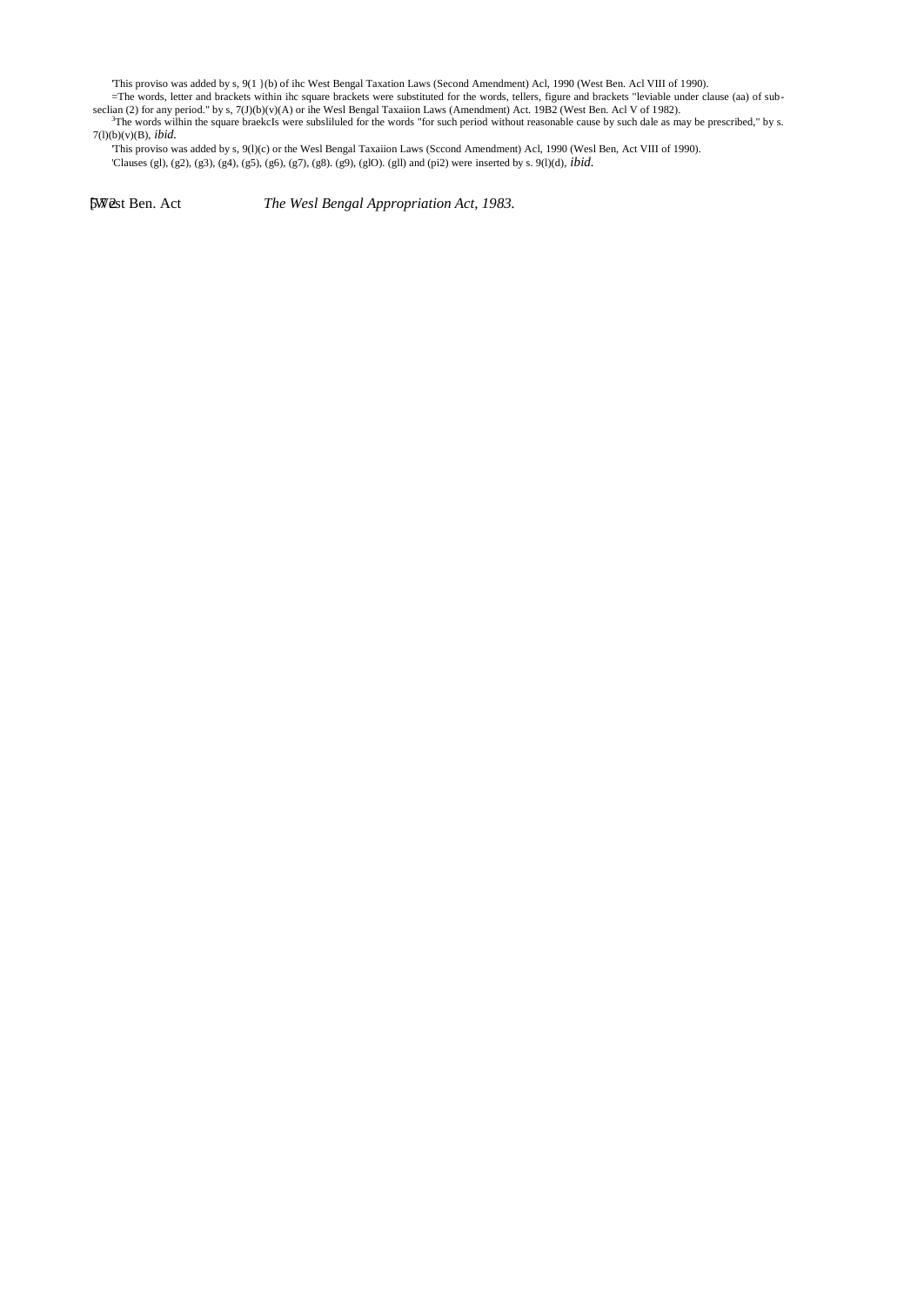'This proviso was added by s, 9(1 }(b) of ihc West Bengal Taxation Laws (Second Amendment) Acl, 1990 (West Ben. Acl VIII of 1990).

=The words, letter and brackets within ihc square brackets were substituted for the words, tellers, figure and brackets "leviable under clause (aa) of sub-seclian (2) for any period." by s, 7(J)(b)(v)(A) or ihe Wesl Bengal Taxaiion Laws (Amendment) Act. 19B2 (West Ben. Acl V of 1982).

[3]The words wilhin the square braekcIs were subsliluled for the words "for such period without reasonable cause by such dale as may be prescribed," by s. 7(l)(b)(v)(B), *ibid.*

'This proviso was added by s, 9(l)(c) or the Wesl Bengal Taxaiion Laws (Sccond Amendment) Acl, 1990 (Wesl Ben, Act VIII of 1990).

'Clauses (gl), (g2), (g3), (g4), (g5), (g6), (g7), (g8). (g9), (glO). (gll) and (pi2) were inserted by s. 9(l)(d), *ibid.*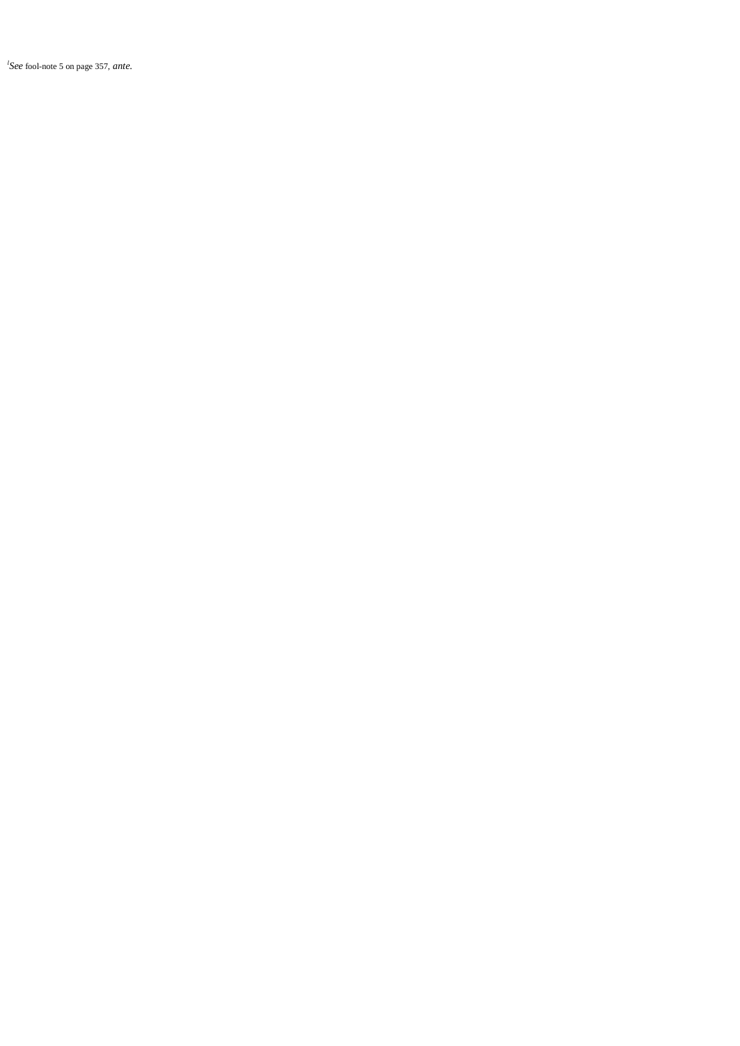[l] *See* fool-note 5 on page 357, *ante.*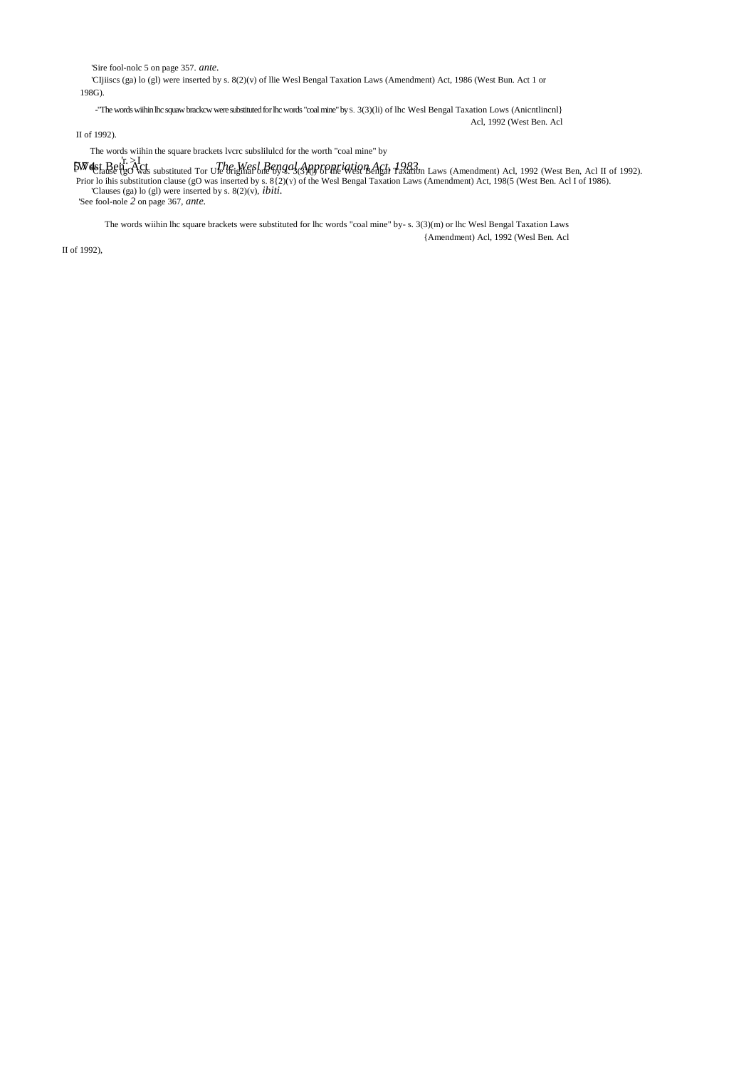'Sire fool-nolc 5 on page 357. *ante*.

'CIjiiscs (ga) lo (gl) were inserted by s. 8(2)(v) of llie Wesl Bengal Taxation Laws (Amendment) Act, 1986 (West Bun. Act 1 or 198G).

-"The words wiihin lhc squaw brackcw were substituted for lhc words "coal mine" by S. 3(3)(li) of lhc Wesl Bengal Taxation Lows (Anicntlincnl} Acl, 1992 (West Ben. Acl II of 1992).

The words wiihin the square brackets lvcrc subslilulcd for the worth "coal mine" by

'Clause (gO was substituted Tor Ule original one by s. 3(3)(i) of the West Bengal Taxation Laws (Amendment) Acl, 1992 (West Ben, Acl II of 1992). Prior lo ihis substitution clause (gO was inserted by s. 8{2)(v) of the Wesl Bengal Taxation Laws (Amendment) Act, 198(5 (West Ben. Acl I of 1986).

'Clauses (ga) lo (gl) were inserted by s. 8(2)(v), *ibiti*.

'See fool-nole *2* on page 367, *ante*.

The words wiihin lhc square brackets were substituted for lhc words "coal mine" by- s. 3(3)(m) or lhc Wesl Bengal Taxation Laws {Amendment) Acl, 1992 (Wesl Ben. Acl II of 1992),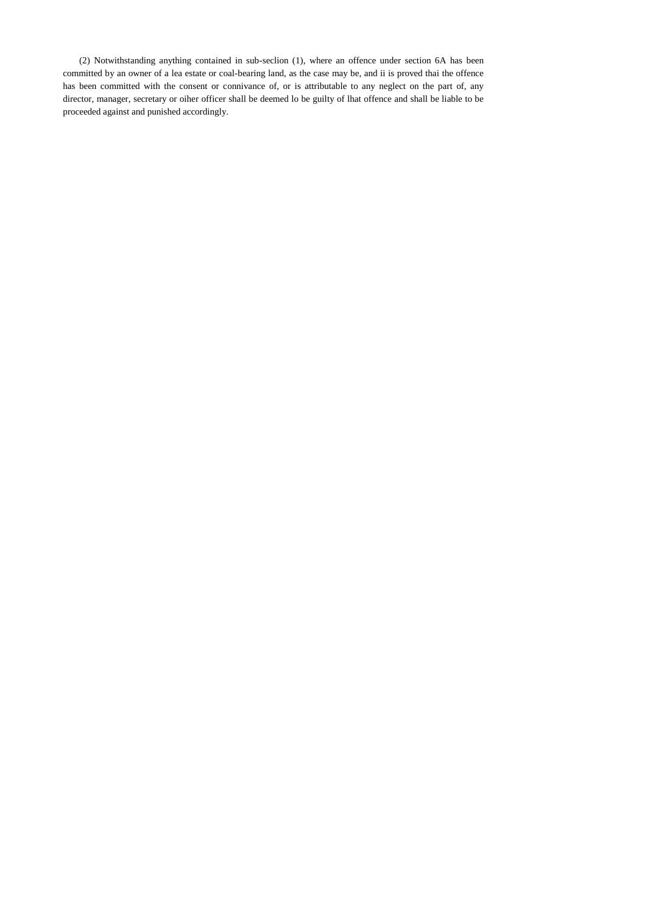(2) Notwithstanding anything contained in sub-seclion (1), where an offence under section 6A has been committed by an owner of a lea estate or coal-bearing land, as the case may be, and ii is proved thai the offence has been committed with the consent or connivance of, or is attributable to any neglect on the part of, any director, manager, secretary or oiher officer shall be deemed lo be guilty of lhat offence and shall be liable to be proceeded against and punished accordingly.